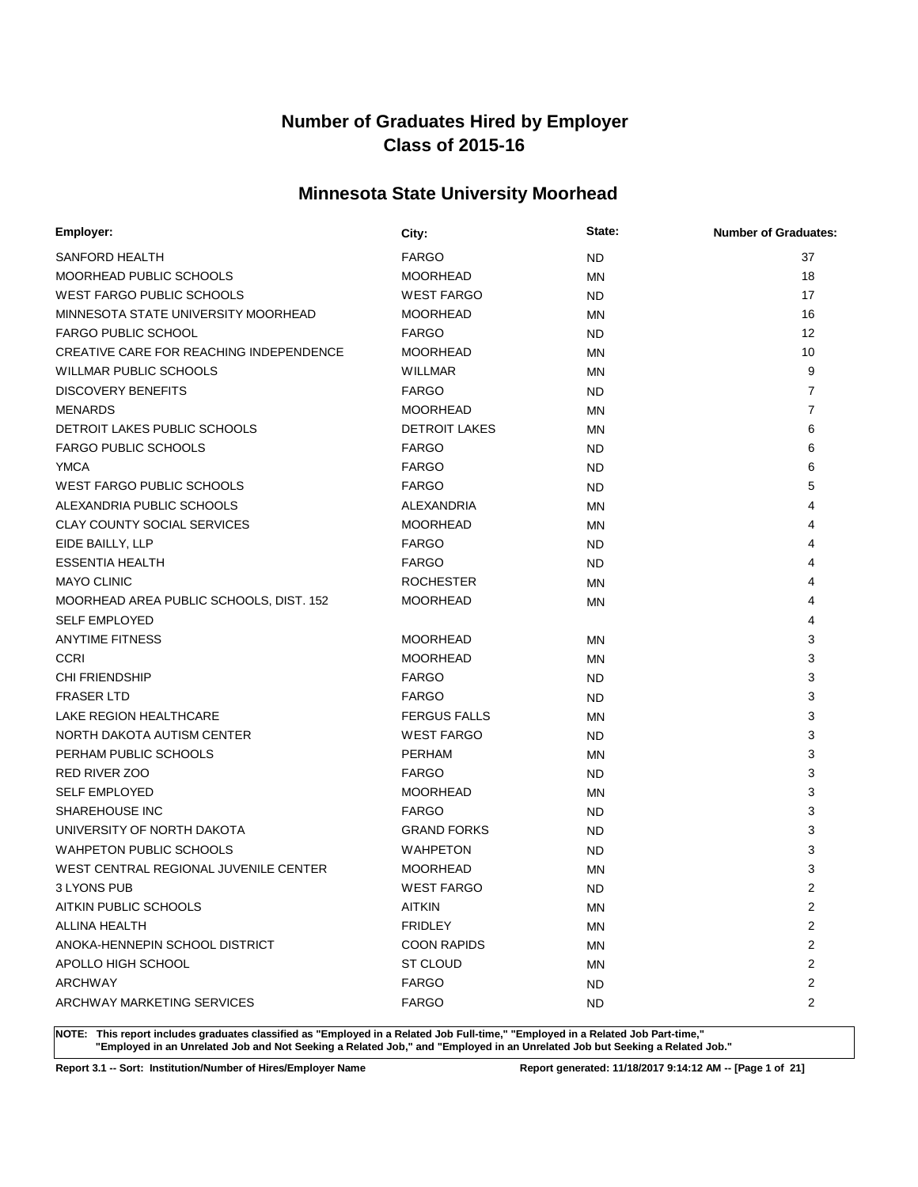# Number of Graduates Hired by Employer
# Class of 2015-16

## Minnesota State University Moorhead

| Employer: | City: | State: | Number of Graduates: |
|---|---|---|---|
| SANFORD HEALTH | FARGO | ND | 37 |
| MOORHEAD PUBLIC SCHOOLS | MOORHEAD | MN | 18 |
| WEST FARGO PUBLIC SCHOOLS | WEST FARGO | ND | 17 |
| MINNESOTA STATE UNIVERSITY MOORHEAD | MOORHEAD | MN | 16 |
| FARGO PUBLIC SCHOOL | FARGO | ND | 12 |
| CREATIVE CARE FOR REACHING INDEPENDENCE | MOORHEAD | MN | 10 |
| WILLMAR PUBLIC SCHOOLS | WILLMAR | MN | 9 |
| DISCOVERY BENEFITS | FARGO | ND | 7 |
| MENARDS | MOORHEAD | MN | 7 |
| DETROIT LAKES PUBLIC SCHOOLS | DETROIT LAKES | MN | 6 |
| FARGO PUBLIC SCHOOLS | FARGO | ND | 6 |
| YMCA | FARGO | ND | 6 |
| WEST FARGO PUBLIC SCHOOLS | FARGO | ND | 5 |
| ALEXANDRIA PUBLIC SCHOOLS | ALEXANDRIA | MN | 4 |
| CLAY COUNTY SOCIAL SERVICES | MOORHEAD | MN | 4 |
| EIDE BAILLY, LLP | FARGO | ND | 4 |
| ESSENTIA HEALTH | FARGO | ND | 4 |
| MAYO CLINIC | ROCHESTER | MN | 4 |
| MOORHEAD AREA PUBLIC SCHOOLS, DIST. 152 | MOORHEAD | MN | 4 |
| SELF EMPLOYED | | | 4 |
| ANYTIME FITNESS | MOORHEAD | MN | 3 |
| CCRI | MOORHEAD | MN | 3 |
| CHI FRIENDSHIP | FARGO | ND | 3 |
| FRASER LTD | FARGO | ND | 3 |
| LAKE REGION HEALTHCARE | FERGUS FALLS | MN | 3 |
| NORTH DAKOTA AUTISM CENTER | WEST FARGO | ND | 3 |
| PERHAM PUBLIC SCHOOLS | PERHAM | MN | 3 |
| RED RIVER ZOO | FARGO | ND | 3 |
| SELF EMPLOYED | MOORHEAD | MN | 3 |
| SHAREHOUSE INC | FARGO | ND | 3 |
| UNIVERSITY OF NORTH DAKOTA | GRAND FORKS | ND | 3 |
| WAHPETON PUBLIC SCHOOLS | WAHPETON | ND | 3 |
| WEST CENTRAL REGIONAL JUVENILE CENTER | MOORHEAD | MN | 3 |
| 3 LYONS PUB | WEST FARGO | ND | 2 |
| AITKIN PUBLIC SCHOOLS | AITKIN | MN | 2 |
| ALLINA HEALTH | FRIDLEY | MN | 2 |
| ANOKA-HENNEPIN SCHOOL DISTRICT | COON RAPIDS | MN | 2 |
| APOLLO HIGH SCHOOL | ST CLOUD | MN | 2 |
| ARCHWAY | FARGO | ND | 2 |
| ARCHWAY MARKETING SERVICES | FARGO | ND | 2 |

**NOTE: This report includes graduates classified as "Employed in a Related Job Full-time," "Employed in a Related Job Part-time," "Employed in an Unrelated Job and Not Seeking a Related Job," and "Employed in an Unrelated Job but Seeking a Related Job."**

**Report 3.1 -- Sort: Institution/Number of Hires/Employer Name** **Report generated: 11/18/2017 9:14:12 AM**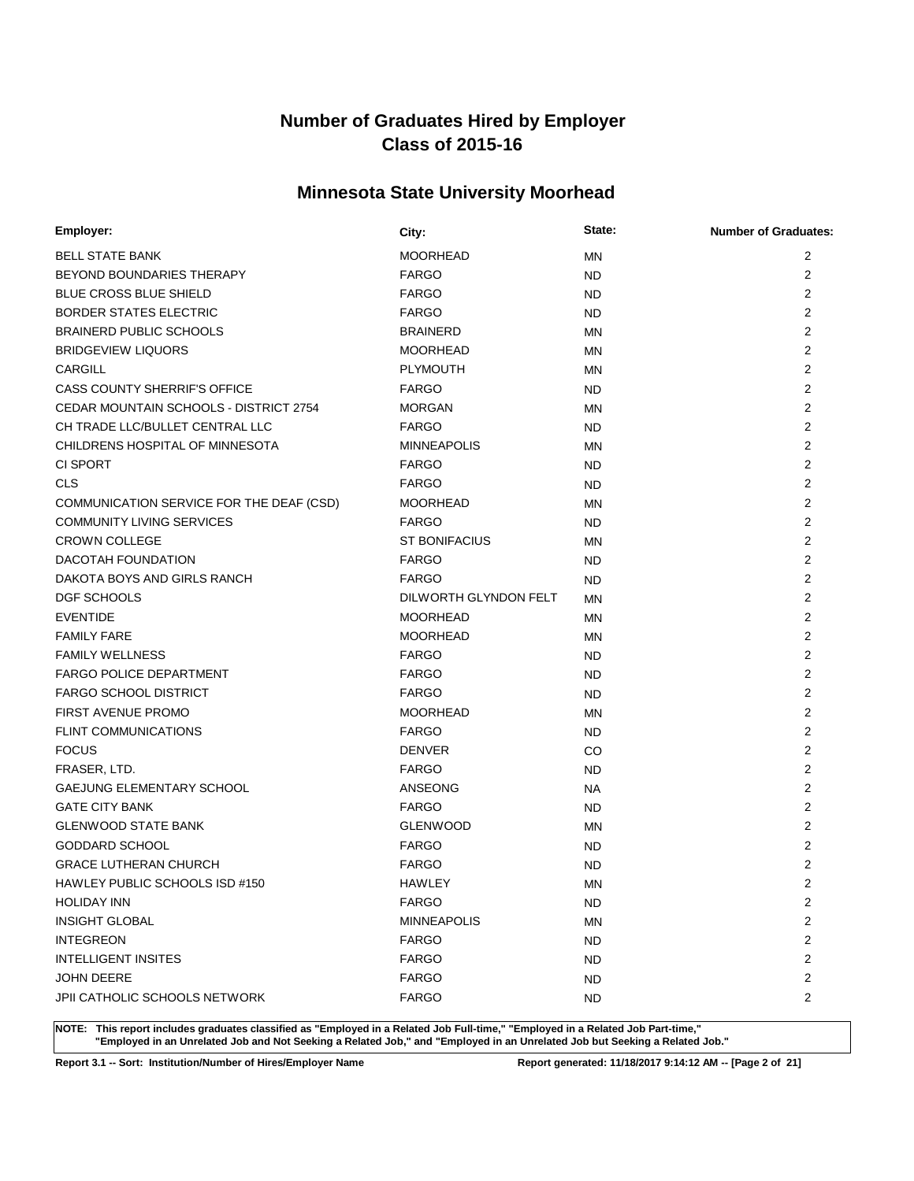# Number of Graduates Hired by Employer
# Class of 2015-16

## Minnesota State University Moorhead

| Employer: | City: | State: | Number of Graduates: |
|---|---|---|---|
| BELL STATE BANK | MOORHEAD | MN | 2 |
| BEYOND BOUNDARIES THERAPY | FARGO | ND | 2 |
| BLUE CROSS BLUE SHIELD | FARGO | ND | 2 |
| BORDER STATES ELECTRIC | FARGO | ND | 2 |
| BRAINERD PUBLIC SCHOOLS | BRAINERD | MN | 2 |
| BRIDGEVIEW LIQUORS | MOORHEAD | MN | 2 |
| CARGILL | PLYMOUTH | MN | 2 |
| CASS COUNTY SHERRIF'S OFFICE | FARGO | ND | 2 |
| CEDAR MOUNTAIN SCHOOLS - DISTRICT 2754 | MORGAN | MN | 2 |
| CH TRADE LLC/BULLET CENTRAL LLC | FARGO | ND | 2 |
| CHILDRENS HOSPITAL OF MINNESOTA | MINNEAPOLIS | MN | 2 |
| CI SPORT | FARGO | ND | 2 |
| CLS | FARGO | ND | 2 |
| COMMUNICATION SERVICE FOR THE DEAF (CSD) | MOORHEAD | MN | 2 |
| COMMUNITY LIVING SERVICES | FARGO | ND | 2 |
| CROWN COLLEGE | ST BONIFACIUS | MN | 2 |
| DACOTAH FOUNDATION | FARGO | ND | 2 |
| DAKOTA BOYS AND GIRLS RANCH | FARGO | ND | 2 |
| DGF SCHOOLS | DILWORTH GLYNDON FELT | MN | 2 |
| EVENTIDE | MOORHEAD | MN | 2 |
| FAMILY FARE | MOORHEAD | MN | 2 |
| FAMILY WELLNESS | FARGO | ND | 2 |
| FARGO POLICE DEPARTMENT | FARGO | ND | 2 |
| FARGO SCHOOL DISTRICT | FARGO | ND | 2 |
| FIRST AVENUE PROMO | MOORHEAD | MN | 2 |
| FLINT COMMUNICATIONS | FARGO | ND | 2 |
| FOCUS | DENVER | CO | 2 |
| FRASER, LTD. | FARGO | ND | 2 |
| GAEJUNG ELEMENTARY SCHOOL | ANSEONG | NA | 2 |
| GATE CITY BANK | FARGO | ND | 2 |
| GLENWOOD STATE BANK | GLENWOOD | MN | 2 |
| GODDARD SCHOOL | FARGO | ND | 2 |
| GRACE LUTHERAN CHURCH | FARGO | ND | 2 |
| HAWLEY PUBLIC SCHOOLS ISD #150 | HAWLEY | MN | 2 |
| HOLIDAY INN | FARGO | ND | 2 |
| INSIGHT GLOBAL | MINNEAPOLIS | MN | 2 |
| INTEGREON | FARGO | ND | 2 |
| INTELLIGENT INSITES | FARGO | ND | 2 |
| JOHN DEERE | FARGO | ND | 2 |
| JPII CATHOLIC SCHOOLS NETWORK | FARGO | ND | 2 |

**NOTE: This report includes graduates classified as "Employed in a Related Job Full-time," "Employed in a Related Job Part-time," "Employed in an Unrelated Job and Not Seeking a Related Job," and "Employed in an Unrelated Job but Seeking a Related Job."**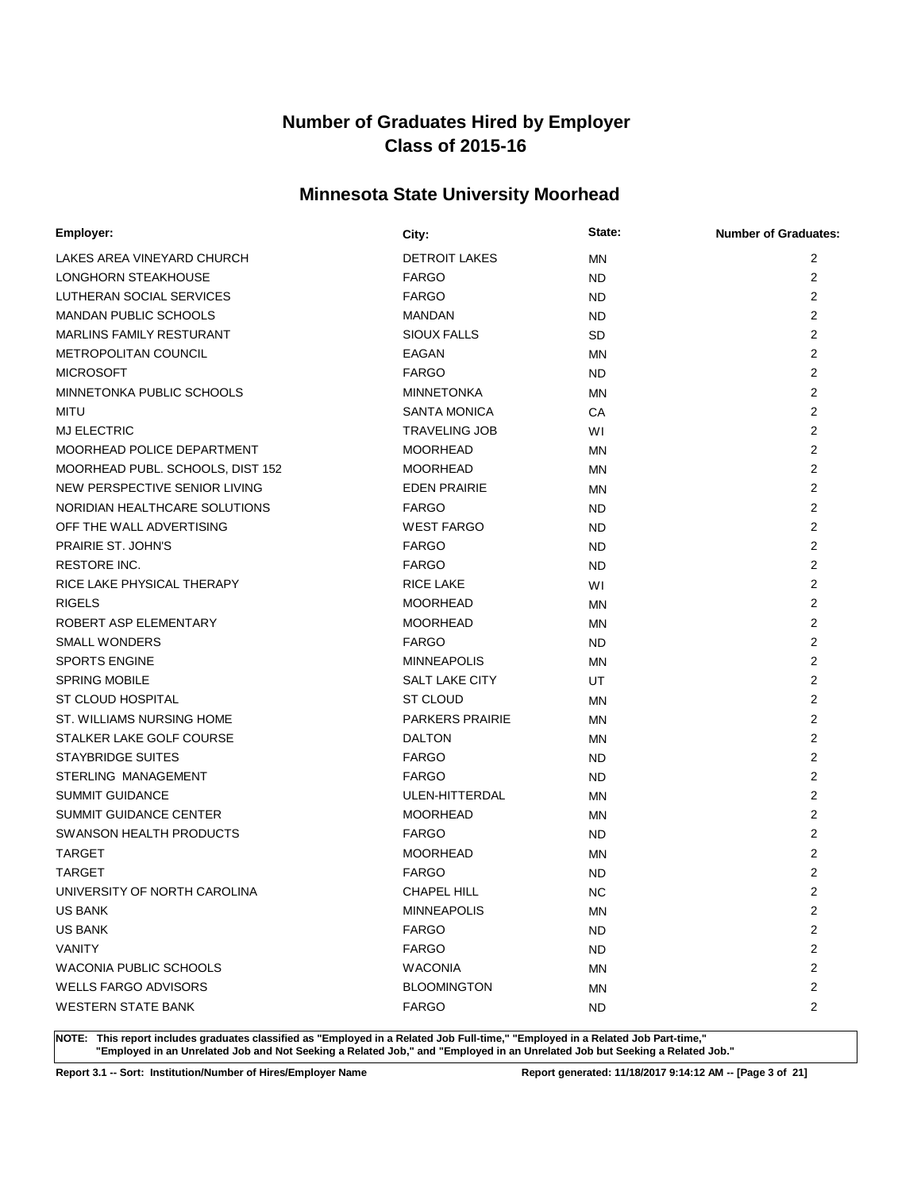# Number of Graduates Hired by Employer
## Class of 2015-16

## Minnesota State University Moorhead

| Employer: | City: | State: | Number of Graduates: |
|---|---|---|---|
| LAKES AREA VINEYARD CHURCH | DETROIT LAKES | MN | 2 |
| LONGHORN STEAKHOUSE | FARGO | ND | 2 |
| LUTHERAN SOCIAL SERVICES | FARGO | ND | 2 |
| MANDAN PUBLIC SCHOOLS | MANDAN | ND | 2 |
| MARLINS FAMILY RESTURANT | SIOUX FALLS | SD | 2 |
| METROPOLITAN COUNCIL | EAGAN | MN | 2 |
| MICROSOFT | FARGO | ND | 2 |
| MINNETONKA PUBLIC SCHOOLS | MINNETONKA | MN | 2 |
| MITU | SANTA MONICA | CA | 2 |
| MJ ELECTRIC | TRAVELING JOB | WI | 2 |
| MOORHEAD POLICE DEPARTMENT | MOORHEAD | MN | 2 |
| MOORHEAD PUBL. SCHOOLS, DIST 152 | MOORHEAD | MN | 2 |
| NEW PERSPECTIVE SENIOR LIVING | EDEN PRAIRIE | MN | 2 |
| NORIDIAN HEALTHCARE SOLUTIONS | FARGO | ND | 2 |
| OFF THE WALL ADVERTISING | WEST FARGO | ND | 2 |
| PRAIRIE ST. JOHN'S | FARGO | ND | 2 |
| RESTORE INC. | FARGO | ND | 2 |
| RICE LAKE PHYSICAL THERAPY | RICE LAKE | WI | 2 |
| RIGELS | MOORHEAD | MN | 2 |
| ROBERT ASP ELEMENTARY | MOORHEAD | MN | 2 |
| SMALL WONDERS | FARGO | ND | 2 |
| SPORTS ENGINE | MINNEAPOLIS | MN | 2 |
| SPRING MOBILE | SALT LAKE CITY | UT | 2 |
| ST CLOUD HOSPITAL | ST CLOUD | MN | 2 |
| ST. WILLIAMS NURSING HOME | PARKERS PRAIRIE | MN | 2 |
| STALKER LAKE GOLF COURSE | DALTON | MN | 2 |
| STAYBRIDGE SUITES | FARGO | ND | 2 |
| STERLING MANAGEMENT | FARGO | ND | 2 |
| SUMMIT GUIDANCE | ULEN-HITTERDAL | MN | 2 |
| SUMMIT GUIDANCE CENTER | MOORHEAD | MN | 2 |
| SWANSON HEALTH PRODUCTS | FARGO | ND | 2 |
| TARGET | MOORHEAD | MN | 2 |
| TARGET | FARGO | ND | 2 |
| UNIVERSITY OF NORTH CAROLINA | CHAPEL HILL | NC | 2 |
| US BANK | MINNEAPOLIS | MN | 2 |
| US BANK | FARGO | ND | 2 |
| VANITY | FARGO | ND | 2 |
| WACONIA PUBLIC SCHOOLS | WACONIA | MN | 2 |
| WELLS FARGO ADVISORS | BLOOMINGTON | MN | 2 |
| WESTERN STATE BANK | FARGO | ND | 2 |

**NOTE: This report includes graduates classified as "Employed in a Related Job Full-time," "Employed in a Related Job Part-time," "Employed in an Unrelated Job and Not Seeking a Related Job," and "Employed in an Unrelated Job but Seeking a Related Job."**

**Report 3.1 -- Sort: Institution/Number of Hires/Employer Name** **Report generated: 11/18/2017 9:14:12 AM**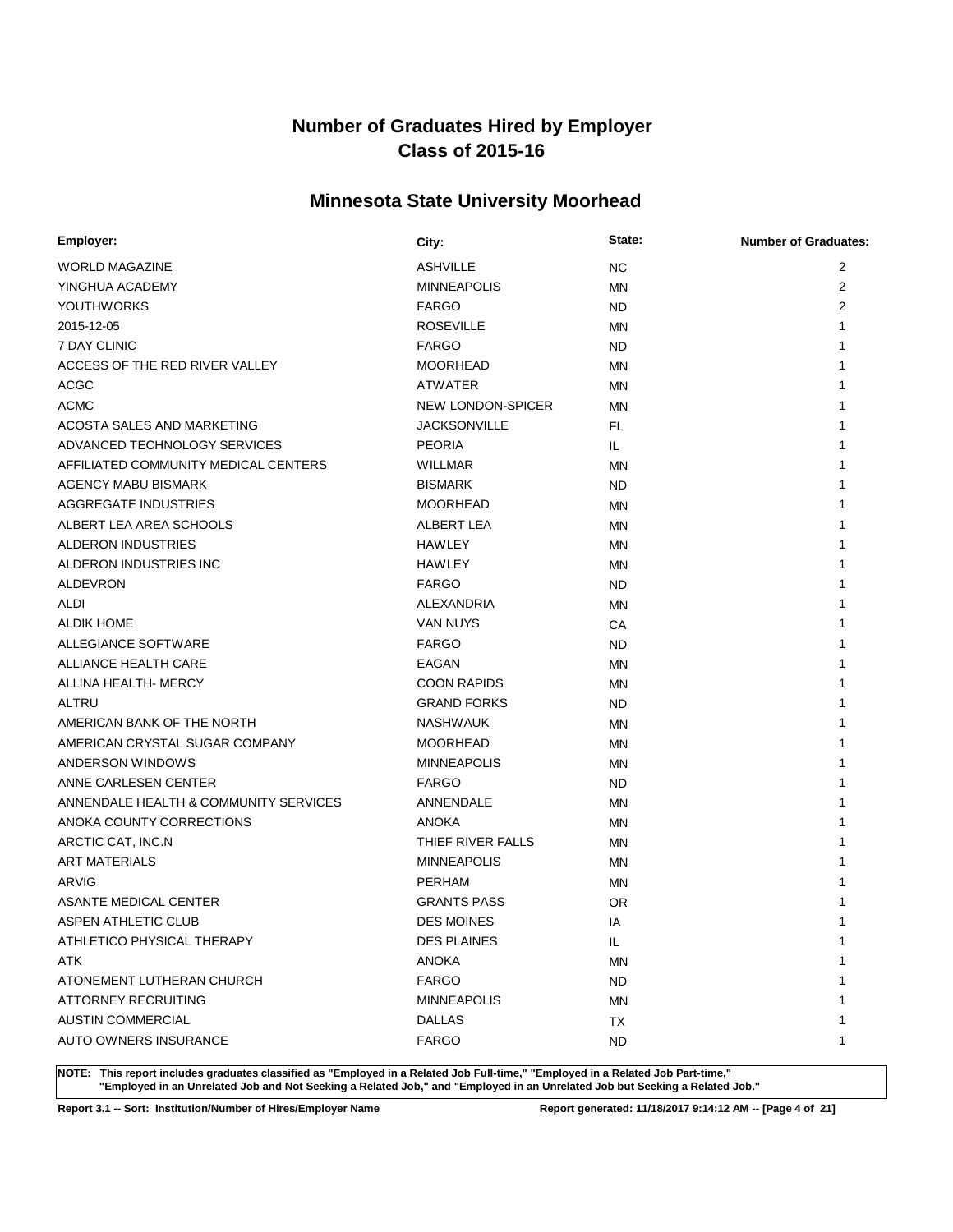# Number of Graduates Hired by Employer
# Class of 2015-16

## Minnesota State University Moorhead

| Employer: | City: | State: | Number of Graduates: |
|---|---|---|---|
| WORLD MAGAZINE | ASHVILLE | NC | 2 |
| YINGHUA ACADEMY | MINNEAPOLIS | MN | 2 |
| YOUTHWORKS | FARGO | ND | 2 |
| 2015-12-05 | ROSEVILLE | MN | 1 |
| 7 DAY CLINIC | FARGO | ND | 1 |
| ACCESS OF THE RED RIVER VALLEY | MOORHEAD | MN | 1 |
| ACGC | ATWATER | MN | 1 |
| ACMC | NEW LONDON-SPICER | MN | 1 |
| ACOSTA SALES AND MARKETING | JACKSONVILLE | FL | 1 |
| ADVANCED TECHNOLOGY SERVICES | PEORIA | IL | 1 |
| AFFILIATED COMMUNITY MEDICAL CENTERS | WILLMAR | MN | 1 |
| AGENCY MABU BISMARK | BISMARK | ND | 1 |
| AGGREGATE INDUSTRIES | MOORHEAD | MN | 1 |
| ALBERT LEA AREA SCHOOLS | ALBERT LEA | MN | 1 |
| ALDERON INDUSTRIES | HAWLEY | MN | 1 |
| ALDERON INDUSTRIES INC | HAWLEY | MN | 1 |
| ALDEVRON | FARGO | ND | 1 |
| ALDI | ALEXANDRIA | MN | 1 |
| ALDIK HOME | VAN NUYS | CA | 1 |
| ALLEGIANCE SOFTWARE | FARGO | ND | 1 |
| ALLIANCE HEALTH CARE | EAGAN | MN | 1 |
| ALLINA HEALTH- MERCY | COON RAPIDS | MN | 1 |
| ALTRU | GRAND FORKS | ND | 1 |
| AMERICAN BANK OF THE NORTH | NASHWAUK | MN | 1 |
| AMERICAN CRYSTAL SUGAR COMPANY | MOORHEAD | MN | 1 |
| ANDERSON WINDOWS | MINNEAPOLIS | MN | 1 |
| ANNE CARLESEN CENTER | FARGO | ND | 1 |
| ANNENDALE HEALTH & COMMUNITY SERVICES | ANNENDALE | MN | 1 |
| ANOKA COUNTY CORRECTIONS | ANOKA | MN | 1 |
| ARCTIC CAT, INC.N | THIEF RIVER FALLS | MN | 1 |
| ART MATERIALS | MINNEAPOLIS | MN | 1 |
| ARVIG | PERHAM | MN | 1 |
| ASANTE MEDICAL CENTER | GRANTS PASS | OR | 1 |
| ASPEN ATHLETIC CLUB | DES MOINES | IA | 1 |
| ATHLETICO PHYSICAL THERAPY | DES PLAINES | IL | 1 |
| ATK | ANOKA | MN | 1 |
| ATONEMENT LUTHERAN CHURCH | FARGO | ND | 1 |
| ATTORNEY RECRUITING | MINNEAPOLIS | MN | 1 |
| AUSTIN COMMERCIAL | DALLAS | TX | 1 |
| AUTO OWNERS INSURANCE | FARGO | ND | 1 |

**NOTE: This report includes graduates classified as "Employed in a Related Job Full-time," "Employed in a Related Job Part-time," "Employed in an Unrelated Job and Not Seeking a Related Job," and "Employed in an Unrelated Job but Seeking a Related Job."**

**Report 3.1 -- Sort: Institution/Number of Hires/Employer Name** | **Report generated: 11/18/2017 9:14:12 AM**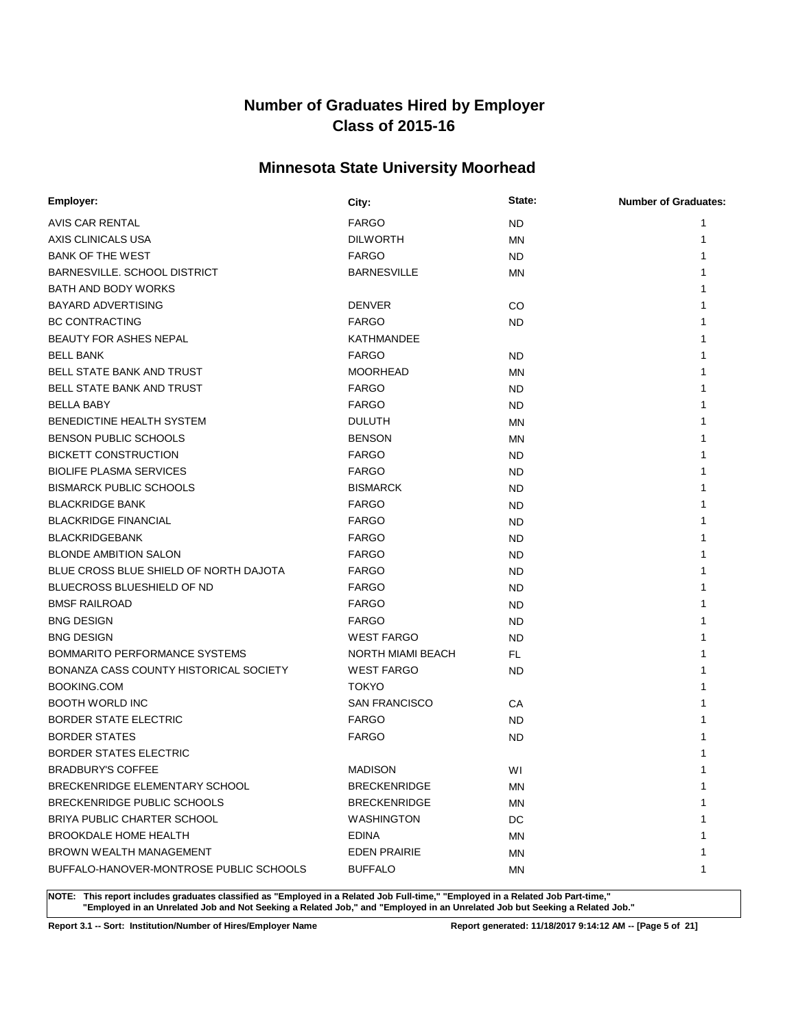# Number of Graduates Hired by Employer
# Class of 2015-16

## Minnesota State University Moorhead

| Employer: | City: | State: | Number of Graduates: |
| --- | --- | --- | --- |
| AVIS CAR RENTAL | FARGO | ND | 1 |
| AXIS CLINICALS USA | DILWORTH | MN | 1 |
| BANK OF THE WEST | FARGO | ND | 1 |
| BARNESVILLE. SCHOOL DISTRICT | BARNESVILLE | MN | 1 |
| BATH AND BODY WORKS | | | 1 |
| BAYARD ADVERTISING | DENVER | CO | 1 |
| BC CONTRACTING | FARGO | ND | 1 |
| BEAUTY FOR ASHES NEPAL | KATHMANDEE | | 1 |
| BELL BANK | FARGO | ND | 1 |
| BELL STATE BANK AND TRUST | MOORHEAD | MN | 1 |
| BELL STATE BANK AND TRUST | FARGO | ND | 1 |
| BELLA BABY | FARGO | ND | 1 |
| BENEDICTINE HEALTH SYSTEM | DULUTH | MN | 1 |
| BENSON PUBLIC SCHOOLS | BENSON | MN | 1 |
| BICKETT CONSTRUCTION | FARGO | ND | 1 |
| BIOLIFE PLASMA SERVICES | FARGO | ND | 1 |
| BISMARCK PUBLIC SCHOOLS | BISMARCK | ND | 1 |
| BLACKRIDGE BANK | FARGO | ND | 1 |
| BLACKRIDGE FINANCIAL | FARGO | ND | 1 |
| BLACKRIDGEBANK | FARGO | ND | 1 |
| BLONDE AMBITION SALON | FARGO | ND | 1 |
| BLUE CROSS BLUE SHIELD OF NORTH DAJOTA | FARGO | ND | 1 |
| BLUECROSS BLUESHIELD OF ND | FARGO | ND | 1 |
| BMSF RAILROAD | FARGO | ND | 1 |
| BNG DESIGN | FARGO | ND | 1 |
| BNG DESIGN | WEST FARGO | ND | 1 |
| BOMMARITO PERFORMANCE SYSTEMS | NORTH MIAMI BEACH | FL | 1 |
| BONANZA CASS COUNTY HISTORICAL SOCIETY | WEST FARGO | ND | 1 |
| BOOKING.COM | TOKYO | | 1 |
| BOOTH WORLD INC | SAN FRANCISCO | CA | 1 |
| BORDER STATE ELECTRIC | FARGO | ND | 1 |
| BORDER STATES | FARGO | ND | 1 |
| BORDER STATES ELECTRIC | | | 1 |
| BRADBURY'S COFFEE | MADISON | WI | 1 |
| BRECKENRIDGE ELEMENTARY SCHOOL | BRECKENRIDGE | MN | 1 |
| BRECKENRIDGE PUBLIC SCHOOLS | BRECKENRIDGE | MN | 1 |
| BRIYA PUBLIC CHARTER SCHOOL | WASHINGTON | DC | 1 |
| BROOKDALE HOME HEALTH | EDINA | MN | 1 |
| BROWN WEALTH MANAGEMENT | EDEN PRAIRIE | MN | 1 |
| BUFFALO-HANOVER-MONTROSE PUBLIC SCHOOLS | BUFFALO | MN | 1 |

**NOTE: This report includes graduates classified as "Employed in a Related Job Full-time," "Employed in a Related Job Part-time," "Employed in an Unrelated Job and Not Seeking a Related Job," and "Employed in an Unrelated Job but Seeking a Related Job."**

**Report 3.1 -- Sort: Institution/Number of Hires/Employer Name**

**Report generated: 11/18/2017 9:14:12 AM**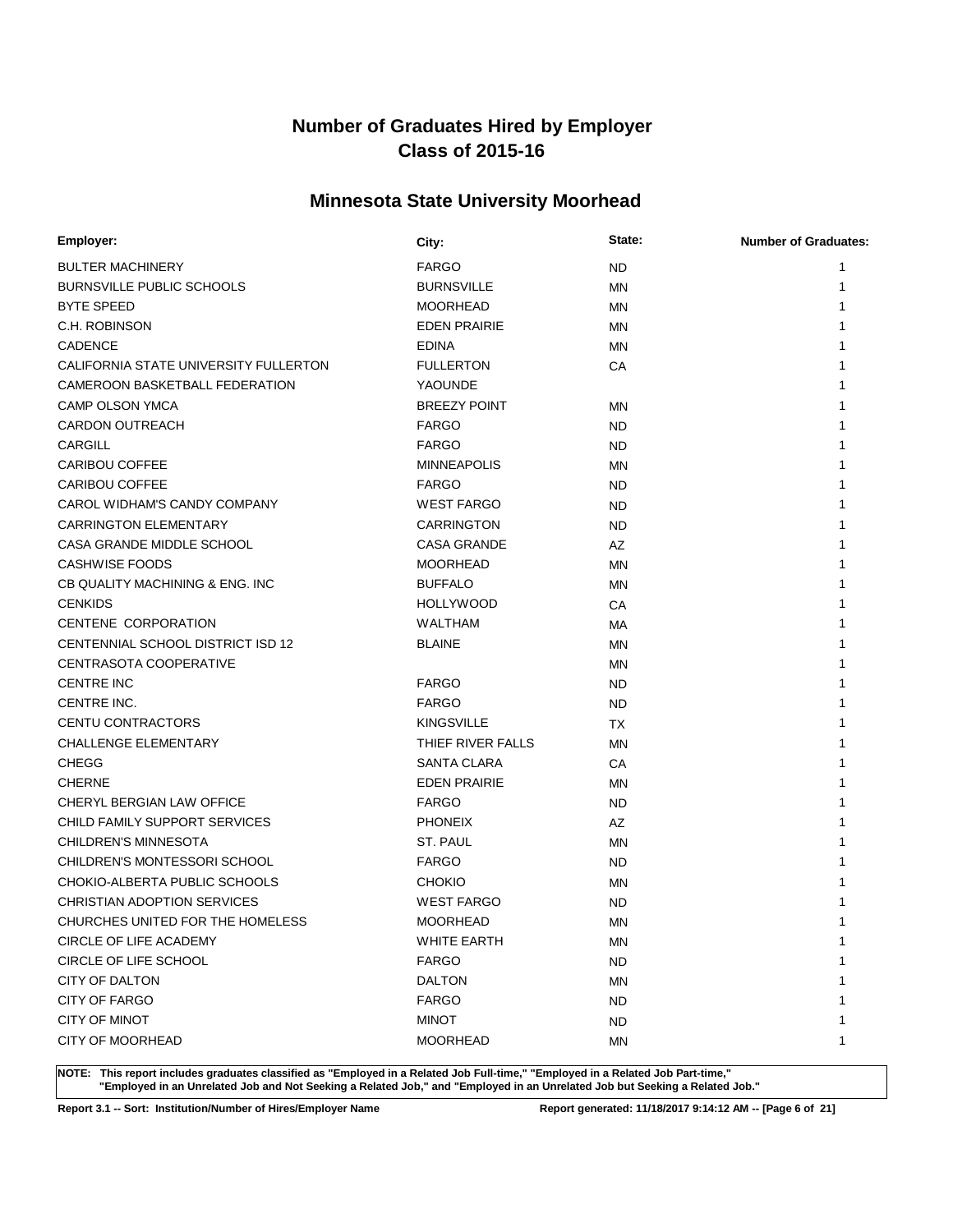# Number of Graduates Hired by Employer
# Class of 2015-16

## Minnesota State University Moorhead

| Employer: | City: | State: | Number of Graduates: |
|---|---|---|---|
| BULTER MACHINERY | FARGO | ND | 1 |
| BURNSVILLE PUBLIC SCHOOLS | BURNSVILLE | MN | 1 |
| BYTE SPEED | MOORHEAD | MN | 1 |
| C.H. ROBINSON | EDEN PRAIRIE | MN | 1 |
| CADENCE | EDINA | MN | 1 |
| CALIFORNIA STATE UNIVERSITY FULLERTON | FULLERTON | CA | 1 |
| CAMEROON BASKETBALL FEDERATION | YAOUNDE | | 1 |
| CAMP OLSON YMCA | BREEZY POINT | MN | 1 |
| CARDON OUTREACH | FARGO | ND | 1 |
| CARGILL | FARGO | ND | 1 |
| CARIBOU COFFEE | MINNEAPOLIS | MN | 1 |
| CARIBOU COFFEE | FARGO | ND | 1 |
| CAROL WIDHAM'S CANDY COMPANY | WEST FARGO | ND | 1 |
| CARRINGTON ELEMENTARY | CARRINGTON | ND | 1 |
| CASA GRANDE MIDDLE SCHOOL | CASA GRANDE | AZ | 1 |
| CASHWISE FOODS | MOORHEAD | MN | 1 |
| CB QUALITY MACHINING & ENG. INC | BUFFALO | MN | 1 |
| CENKIDS | HOLLYWOOD | CA | 1 |
| CENTENE CORPORATION | WALTHAM | MA | 1 |
| CENTENNIAL SCHOOL DISTRICT ISD 12 | BLAINE | MN | 1 |
| CENTRASOTA COOPERATIVE | | MN | 1 |
| CENTRE INC | FARGO | ND | 1 |
| CENTRE INC. | FARGO | ND | 1 |
| CENTU CONTRACTORS | KINGSVILLE | TX | 1 |
| CHALLENGE ELEMENTARY | THIEF RIVER FALLS | MN | 1 |
| CHEGG | SANTA CLARA | CA | 1 |
| CHERNE | EDEN PRAIRIE | MN | 1 |
| CHERYL BERGIAN LAW OFFICE | FARGO | ND | 1 |
| CHILD FAMILY SUPPORT SERVICES | PHONEIX | AZ | 1 |
| CHILDREN'S MINNESOTA | ST. PAUL | MN | 1 |
| CHILDREN'S MONTESSORI SCHOOL | FARGO | ND | 1 |
| CHOKIO-ALBERTA PUBLIC SCHOOLS | CHOKIO | MN | 1 |
| CHRISTIAN ADOPTION SERVICES | WEST FARGO | ND | 1 |
| CHURCHES UNITED FOR THE HOMELESS | MOORHEAD | MN | 1 |
| CIRCLE OF LIFE ACADEMY | WHITE EARTH | MN | 1 |
| CIRCLE OF LIFE SCHOOL | FARGO | ND | 1 |
| CITY OF DALTON | DALTON | MN | 1 |
| CITY OF FARGO | FARGO | ND | 1 |
| CITY OF MINOT | MINOT | ND | 1 |
| CITY OF MOORHEAD | MOORHEAD | MN | 1 |

**NOTE: This report includes graduates classified as "Employed in a Related Job Full-time," "Employed in a Related Job Part-time," "Employed in an Unrelated Job and Not Seeking a Related Job," and "Employed in an Unrelated Job but Seeking a Related Job."**

**Report 3.1 -- Sort: Institution/Number of Hires/Employer Name**

**Report generated: 11/18/2017 9:14:12 AM**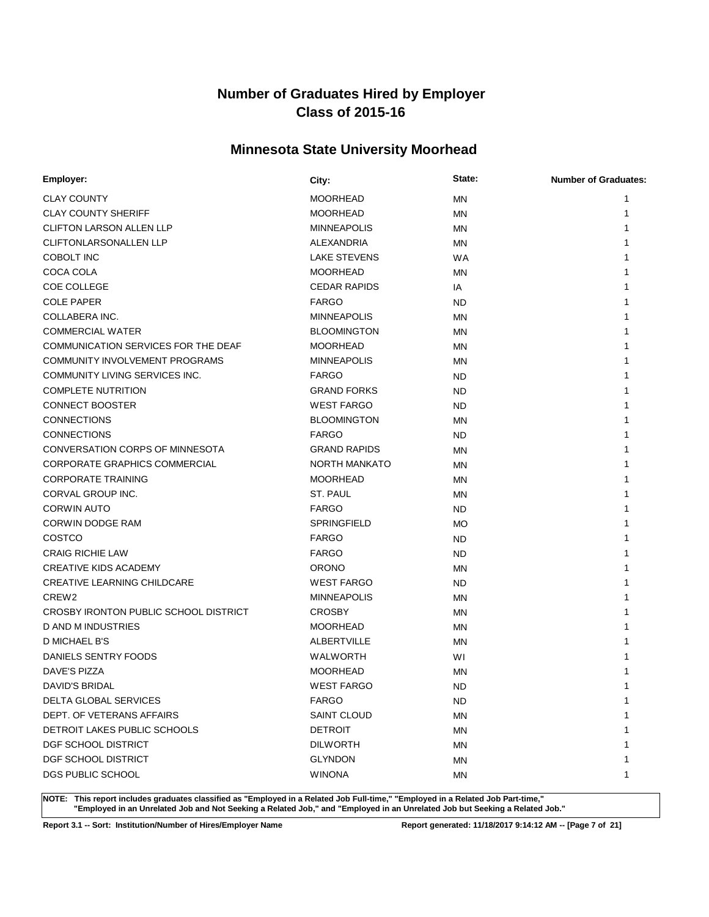# Number of Graduates Hired by Employer
# Class of 2015-16

## Minnesota State University Moorhead

| Employer: | City: | State: | Number of Graduates: |
|---|---|---|---|
| CLAY COUNTY | MOORHEAD | MN | 1 |
| CLAY COUNTY SHERIFF | MOORHEAD | MN | 1 |
| CLIFTON LARSON ALLEN LLP | MINNEAPOLIS | MN | 1 |
| CLIFTONLARSONALLEN LLP | ALEXANDRIA | MN | 1 |
| COBOLT INC | LAKE STEVENS | WA | 1 |
| COCA COLA | MOORHEAD | MN | 1 |
| COE COLLEGE | CEDAR RAPIDS | IA | 1 |
| COLE PAPER | FARGO | ND | 1 |
| COLLABERA INC. | MINNEAPOLIS | MN | 1 |
| COMMERCIAL WATER | BLOOMINGTON | MN | 1 |
| COMMUNICATION SERVICES FOR THE DEAF | MOORHEAD | MN | 1 |
| COMMUNITY INVOLVEMENT PROGRAMS | MINNEAPOLIS | MN | 1 |
| COMMUNITY LIVING SERVICES INC. | FARGO | ND | 1 |
| COMPLETE NUTRITION | GRAND FORKS | ND | 1 |
| CONNECT BOOSTER | WEST FARGO | ND | 1 |
| CONNECTIONS | BLOOMINGTON | MN | 1 |
| CONNECTIONS | FARGO | ND | 1 |
| CONVERSATION CORPS OF MINNESOTA | GRAND RAPIDS | MN | 1 |
| CORPORATE GRAPHICS COMMERCIAL | NORTH MANKATO | MN | 1 |
| CORPORATE TRAINING | MOORHEAD | MN | 1 |
| CORVAL GROUP INC. | ST. PAUL | MN | 1 |
| CORWIN AUTO | FARGO | ND | 1 |
| CORWIN DODGE RAM | SPRINGFIELD | MO | 1 |
| COSTCO | FARGO | ND | 1 |
| CRAIG RICHIE LAW | FARGO | ND | 1 |
| CREATIVE KIDS ACADEMY | ORONO | MN | 1 |
| CREATIVE LEARNING CHILDCARE | WEST FARGO | ND | 1 |
| CREW2 | MINNEAPOLIS | MN | 1 |
| CROSBY IRONTON PUBLIC SCHOOL DISTRICT | CROSBY | MN | 1 |
| D AND M INDUSTRIES | MOORHEAD | MN | 1 |
| D MICHAEL B'S | ALBERTVILLE | MN | 1 |
| DANIELS SENTRY FOODS | WALWORTH | WI | 1 |
| DAVE'S PIZZA | MOORHEAD | MN | 1 |
| DAVID'S BRIDAL | WEST FARGO | ND | 1 |
| DELTA GLOBAL SERVICES | FARGO | ND | 1 |
| DEPT. OF VETERANS AFFAIRS | SAINT CLOUD | MN | 1 |
| DETROIT LAKES PUBLIC SCHOOLS | DETROIT | MN | 1 |
| DGF SCHOOL DISTRICT | DILWORTH | MN | 1 |
| DGF SCHOOL DISTRICT | GLYNDON | MN | 1 |
| DGS PUBLIC SCHOOL | WINONA | MN | 1 |

**NOTE: This report includes graduates classified as "Employed in a Related Job Full-time," "Employed in a Related Job Part-time," "Employed in an Unrelated Job and Not Seeking a Related Job," and "Employed in an Unrelated Job but Seeking a Related Job."**

**Report 3.1 -- Sort: Institution/Number of Hires/Employer Name** | **Report generated: 11/18/2017 9:14:12 AM**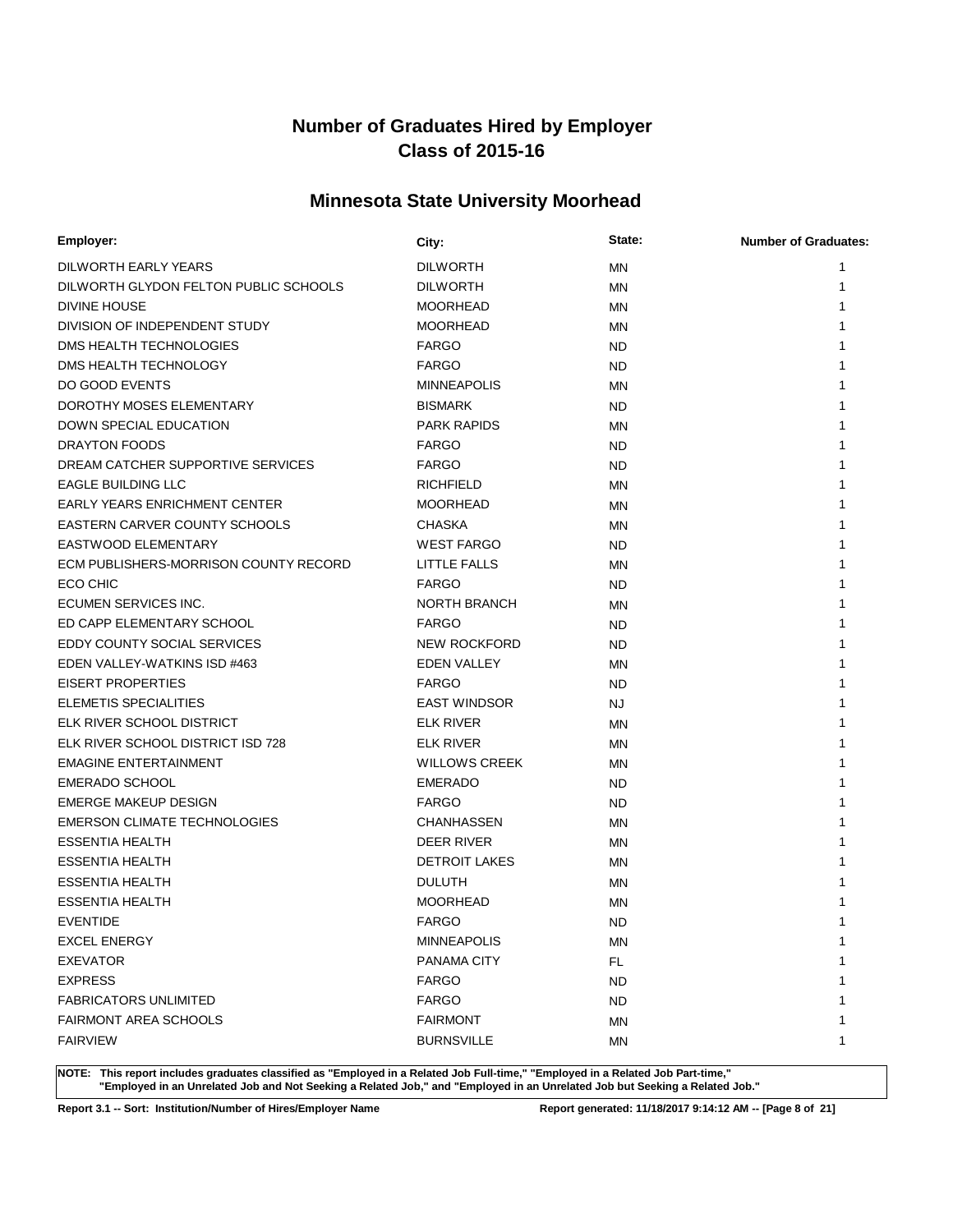# Number of Graduates Hired by Employer
# Class of 2015-16

## Minnesota State University Moorhead

| Employer: | City: | State: | Number of Graduates: |
|---|---|---|---|
| DILWORTH EARLY YEARS | DILWORTH | MN | 1 |
| DILWORTH GLYDON FELTON PUBLIC SCHOOLS | DILWORTH | MN | 1 |
| DIVINE HOUSE | MOORHEAD | MN | 1 |
| DIVISION OF INDEPENDENT STUDY | MOORHEAD | MN | 1 |
| DMS HEALTH TECHNOLOGIES | FARGO | ND | 1 |
| DMS HEALTH TECHNOLOGY | FARGO | ND | 1 |
| DO GOOD EVENTS | MINNEAPOLIS | MN | 1 |
| DOROTHY MOSES ELEMENTARY | BISMARK | ND | 1 |
| DOWN SPECIAL EDUCATION | PARK RAPIDS | MN | 1 |
| DRAYTON FOODS | FARGO | ND | 1 |
| DREAM CATCHER SUPPORTIVE SERVICES | FARGO | ND | 1 |
| EAGLE BUILDING LLC | RICHFIELD | MN | 1 |
| EARLY YEARS ENRICHMENT CENTER | MOORHEAD | MN | 1 |
| EASTERN CARVER COUNTY SCHOOLS | CHASKA | MN | 1 |
| EASTWOOD ELEMENTARY | WEST FARGO | ND | 1 |
| ECM PUBLISHERS-MORRISON COUNTY RECORD | LITTLE FALLS | MN | 1 |
| ECO CHIC | FARGO | ND | 1 |
| ECUMEN SERVICES INC. | NORTH BRANCH | MN | 1 |
| ED CAPP ELEMENTARY SCHOOL | FARGO | ND | 1 |
| EDDY COUNTY SOCIAL SERVICES | NEW ROCKFORD | ND | 1 |
| EDEN VALLEY-WATKINS ISD #463 | EDEN VALLEY | MN | 1 |
| EISERT PROPERTIES | FARGO | ND | 1 |
| ELEMETIS SPECIALITIES | EAST WINDSOR | NJ | 1 |
| ELK RIVER SCHOOL DISTRICT | ELK RIVER | MN | 1 |
| ELK RIVER SCHOOL DISTRICT ISD 728 | ELK RIVER | MN | 1 |
| EMAGINE ENTERTAINMENT | WILLOWS CREEK | MN | 1 |
| EMERADO SCHOOL | EMERADO | ND | 1 |
| EMERGE MAKEUP DESIGN | FARGO | ND | 1 |
| EMERSON CLIMATE TECHNOLOGIES | CHANHASSEN | MN | 1 |
| ESSENTIA HEALTH | DEER RIVER | MN | 1 |
| ESSENTIA HEALTH | DETROIT LAKES | MN | 1 |
| ESSENTIA HEALTH | DULUTH | MN | 1 |
| ESSENTIA HEALTH | MOORHEAD | MN | 1 |
| EVENTIDE | FARGO | ND | 1 |
| EXCEL ENERGY | MINNEAPOLIS | MN | 1 |
| EXEVATOR | PANAMA CITY | FL | 1 |
| EXPRESS | FARGO | ND | 1 |
| FABRICATORS UNLIMITED | FARGO | ND | 1 |
| FAIRMONT AREA SCHOOLS | FAIRMONT | MN | 1 |
| FAIRVIEW | BURNSVILLE | MN | 1 |

**NOTE: This report includes graduates classified as "Employed in a Related Job Full-time," "Employed in a Related Job Part-time," "Employed in an Unrelated Job and Not Seeking a Related Job," and "Employed in an Unrelated Job but Seeking a Related Job."**

**Report 3.1 -- Sort: Institution/Number of Hires/Employer Name**

**Report generated: 11/18/2017 9:14:12 AM**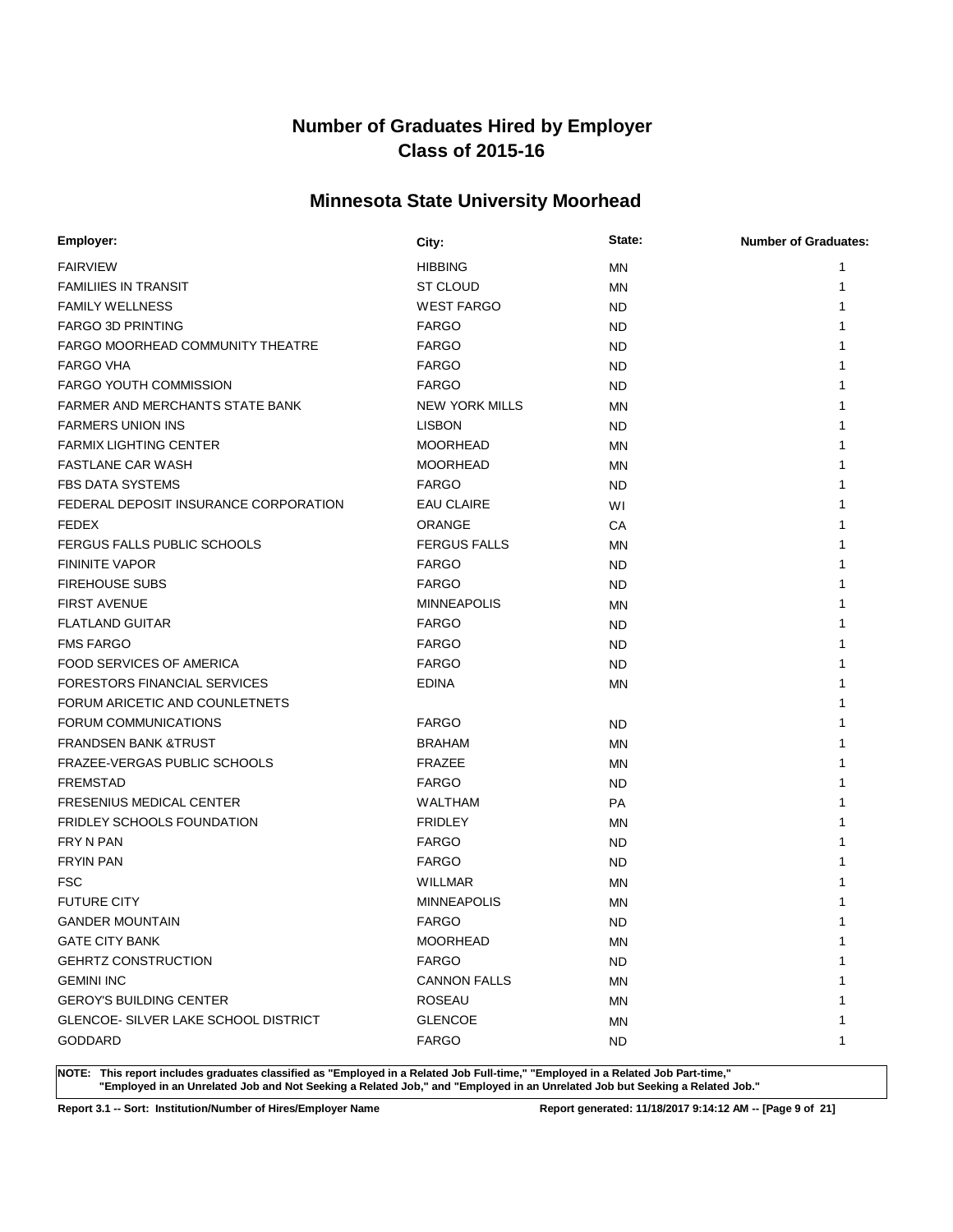# Number of Graduates Hired by Employer
# Class of 2015-16

## Minnesota State University Moorhead

| Employer: | City: | State: | Number of Graduates: |
|---|---|---|---|
| FAIRVIEW | HIBBING | MN | 1 |
| FAMILIIES IN TRANSIT | ST CLOUD | MN | 1 |
| FAMILY WELLNESS | WEST FARGO | ND | 1 |
| FARGO 3D PRINTING | FARGO | ND | 1 |
| FARGO MOORHEAD COMMUNITY THEATRE | FARGO | ND | 1 |
| FARGO VHA | FARGO | ND | 1 |
| FARGO YOUTH COMMISSION | FARGO | ND | 1 |
| FARMER AND MERCHANTS STATE BANK | NEW YORK MILLS | MN | 1 |
| FARMERS UNION INS | LISBON | ND | 1 |
| FARMIX LIGHTING CENTER | MOORHEAD | MN | 1 |
| FASTLANE CAR WASH | MOORHEAD | MN | 1 |
| FBS DATA SYSTEMS | FARGO | ND | 1 |
| FEDERAL DEPOSIT INSURANCE CORPORATION | EAU CLAIRE | WI | 1 |
| FEDEX | ORANGE | CA | 1 |
| FERGUS FALLS PUBLIC SCHOOLS | FERGUS FALLS | MN | 1 |
| FININITE VAPOR | FARGO | ND | 1 |
| FIREHOUSE SUBS | FARGO | ND | 1 |
| FIRST AVENUE | MINNEAPOLIS | MN | 1 |
| FLATLAND GUITAR | FARGO | ND | 1 |
| FMS FARGO | FARGO | ND | 1 |
| FOOD SERVICES OF AMERICA | FARGO | ND | 1 |
| FORESTORS FINANCIAL SERVICES | EDINA | MN | 1 |
| FORUM ARICETIC AND COUNLETNETS | | | 1 |
| FORUM COMMUNICATIONS | FARGO | ND | 1 |
| FRANDSEN BANK &TRUST | BRAHAM | MN | 1 |
| FRAZEE-VERGAS PUBLIC SCHOOLS | FRAZEE | MN | 1 |
| FREMSTAD | FARGO | ND | 1 |
| FRESENIUS MEDICAL CENTER | WALTHAM | PA | 1 |
| FRIDLEY SCHOOLS FOUNDATION | FRIDLEY | MN | 1 |
| FRY N PAN | FARGO | ND | 1 |
| FRYIN PAN | FARGO | ND | 1 |
| FSC | WILLMAR | MN | 1 |
| FUTURE CITY | MINNEAPOLIS | MN | 1 |
| GANDER MOUNTAIN | FARGO | ND | 1 |
| GATE CITY BANK | MOORHEAD | MN | 1 |
| GEHRTZ CONSTRUCTION | FARGO | ND | 1 |
| GEMINI INC | CANNON FALLS | MN | 1 |
| GEROY'S BUILDING CENTER | ROSEAU | MN | 1 |
| GLENCOE- SILVER LAKE SCHOOL DISTRICT | GLENCOE | MN | 1 |
| GODDARD | FARGO | ND | 1 |

**NOTE: This report includes graduates classified as "Employed in a Related Job Full-time," "Employed in a Related Job Part-time," "Employed in an Unrelated Job and Not Seeking a Related Job," and "Employed in an Unrelated Job but Seeking a Related Job."**

**Report 3.1 -- Sort: Institution/Number of Hires/Employer Name** **Report generated: 11/18/2017 9:14:12 AM**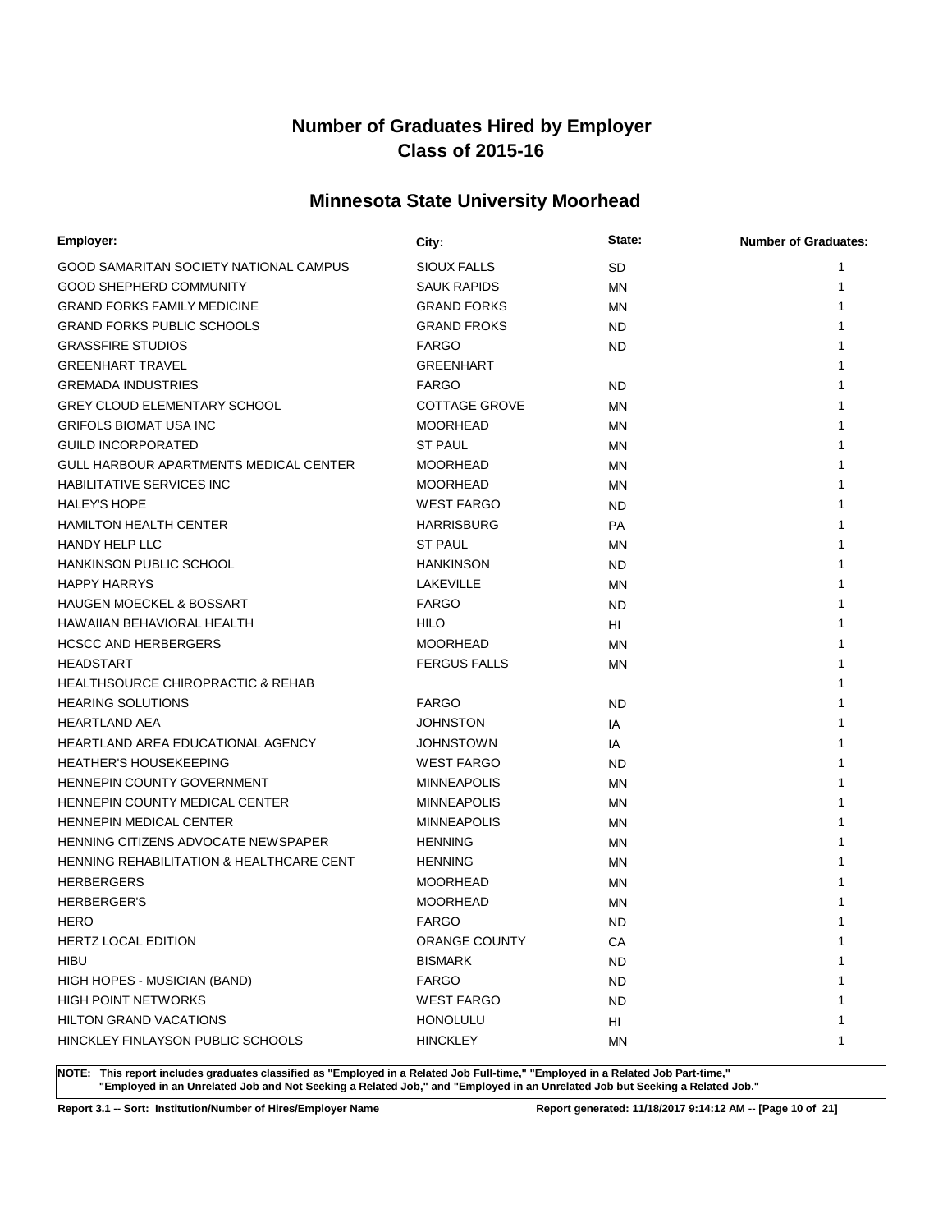# Number of Graduates Hired by Employer
## Class of 2015-16

## Minnesota State University Moorhead

| Employer: | City: | State: | Number of Graduates: |
|---|---|---|---|
| GOOD SAMARITAN SOCIETY NATIONAL CAMPUS | SIOUX FALLS | SD | 1 |
| GOOD SHEPHERD COMMUNITY | SAUK RAPIDS | MN | 1 |
| GRAND FORKS FAMILY MEDICINE | GRAND FORKS | MN | 1 |
| GRAND FORKS PUBLIC SCHOOLS | GRAND FROKS | ND | 1 |
| GRASSFIRE STUDIOS | FARGO | ND | 1 |
| GREENHART TRAVEL | GREENHART | | 1 |
| GREMADA INDUSTRIES | FARGO | ND | 1 |
| GREY CLOUD ELEMENTARY SCHOOL | COTTAGE GROVE | MN | 1 |
| GRIFOLS BIOMAT USA INC | MOORHEAD | MN | 1 |
| GUILD INCORPORATED | ST PAUL | MN | 1 |
| GULL HARBOUR APARTMENTS MEDICAL CENTER | MOORHEAD | MN | 1 |
| HABILITATIVE SERVICES INC | MOORHEAD | MN | 1 |
| HALEY'S HOPE | WEST FARGO | ND | 1 |
| HAMILTON HEALTH CENTER | HARRISBURG | PA | 1 |
| HANDY HELP LLC | ST PAUL | MN | 1 |
| HANKINSON PUBLIC SCHOOL | HANKINSON | ND | 1 |
| HAPPY HARRYS | LAKEVILLE | MN | 1 |
| HAUGEN MOECKEL & BOSSART | FARGO | ND | 1 |
| HAWAIIAN BEHAVIORAL HEALTH | HILO | HI | 1 |
| HCSCC AND HERBERGERS | MOORHEAD | MN | 1 |
| HEADSTART | FERGUS FALLS | MN | 1 |
| HEALTHSOURCE CHIROPRACTIC & REHAB | | | 1 |
| HEARING SOLUTIONS | FARGO | ND | 1 |
| HEARTLAND AEA | JOHNSTON | IA | 1 |
| HEARTLAND AREA EDUCATIONAL AGENCY | JOHNSTOWN | IA | 1 |
| HEATHER'S HOUSEKEEPING | WEST FARGO | ND | 1 |
| HENNEPIN COUNTY GOVERNMENT | MINNEAPOLIS | MN | 1 |
| HENNEPIN COUNTY MEDICAL CENTER | MINNEAPOLIS | MN | 1 |
| HENNEPIN MEDICAL CENTER | MINNEAPOLIS | MN | 1 |
| HENNING CITIZENS ADVOCATE NEWSPAPER | HENNING | MN | 1 |
| HENNING REHABILITATION & HEALTHCARE CENT | HENNING | MN | 1 |
| HERBERGERS | MOORHEAD | MN | 1 |
| HERBERGER'S | MOORHEAD | MN | 1 |
| HERO | FARGO | ND | 1 |
| HERTZ LOCAL EDITION | ORANGE COUNTY | CA | 1 |
| HIBU | BISMARK | ND | 1 |
| HIGH HOPES - MUSICIAN (BAND) | FARGO | ND | 1 |
| HIGH POINT NETWORKS | WEST FARGO | ND | 1 |
| HILTON GRAND VACATIONS | HONOLULU | HI | 1 |
| HINCKLEY FINLAYSON PUBLIC SCHOOLS | HINCKLEY | MN | 1 |

**NOTE: This report includes graduates classified as "Employed in a Related Job Full-time," "Employed in a Related Job Part-time," "Employed in an Unrelated Job and Not Seeking a Related Job," and "Employed in an Unrelated Job but Seeking a Related Job."**

**Report 3.1 -- Sort: Institution/Number of Hires/Employer Name** **Report generated: 11/18/2017 9:14:12 AM**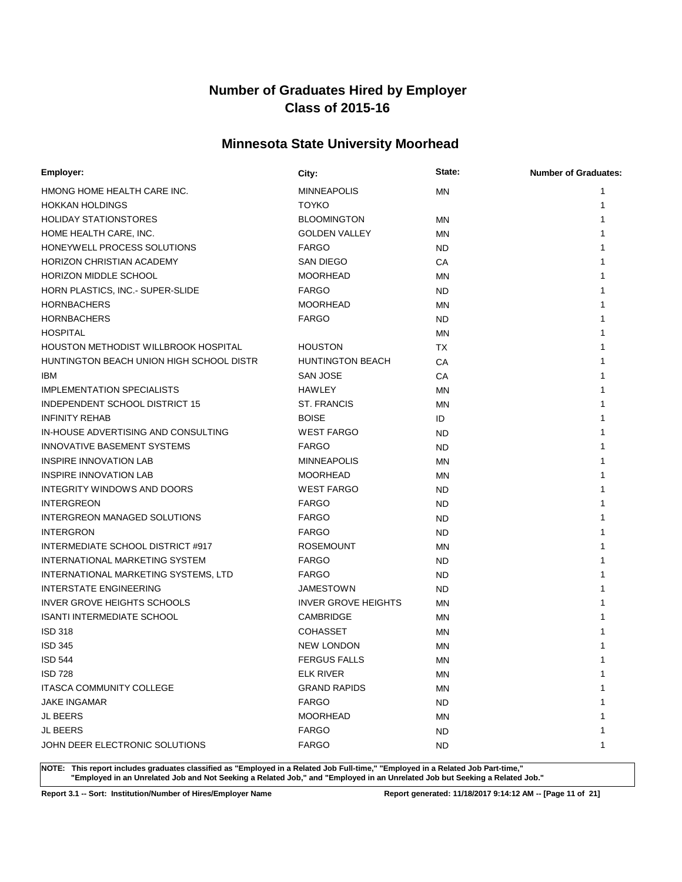# Number of Graduates Hired by Employer
# Class of 2015-16

## Minnesota State University Moorhead

| Employer: | City: | State: | Number of Graduates: |
|---|---|---|---|
| HMONG HOME HEALTH CARE INC. | MINNEAPOLIS | MN | 1 |
| HOKKAN HOLDINGS | TOYKO | | 1 |
| HOLIDAY STATIONSTORES | BLOOMINGTON | MN | 1 |
| HOME HEALTH CARE, INC. | GOLDEN VALLEY | MN | 1 |
| HONEYWELL PROCESS SOLUTIONS | FARGO | ND | 1 |
| HORIZON CHRISTIAN ACADEMY | SAN DIEGO | CA | 1 |
| HORIZON MIDDLE SCHOOL | MOORHEAD | MN | 1 |
| HORN PLASTICS, INC.- SUPER-SLIDE | FARGO | ND | 1 |
| HORNBACHERS | MOORHEAD | MN | 1 |
| HORNBACHERS | FARGO | ND | 1 |
| HOSPITAL | | MN | 1 |
| HOUSTON METHODIST WILLBROOK HOSPITAL | HOUSTON | TX | 1 |
| HUNTINGTON BEACH UNION HIGH SCHOOL DISTR | HUNTINGTON BEACH | CA | 1 |
| IBM | SAN JOSE | CA | 1 |
| IMPLEMENTATION SPECIALISTS | HAWLEY | MN | 1 |
| INDEPENDENT SCHOOL DISTRICT 15 | ST. FRANCIS | MN | 1 |
| INFINITY REHAB | BOISE | ID | 1 |
| IN-HOUSE ADVERTISING AND CONSULTING | WEST FARGO | ND | 1 |
| INNOVATIVE BASEMENT SYSTEMS | FARGO | ND | 1 |
| INSPIRE INNOVATION LAB | MINNEAPOLIS | MN | 1 |
| INSPIRE INNOVATION LAB | MOORHEAD | MN | 1 |
| INTEGRITY WINDOWS AND DOORS | WEST FARGO | ND | 1 |
| INTERGREON | FARGO | ND | 1 |
| INTERGREON MANAGED SOLUTIONS | FARGO | ND | 1 |
| INTERGRON | FARGO | ND | 1 |
| INTERMEDIATE SCHOOL DISTRICT #917 | ROSEMOUNT | MN | 1 |
| INTERNATIONAL MARKETING SYSTEM | FARGO | ND | 1 |
| INTERNATIONAL MARKETING SYSTEMS, LTD | FARGO | ND | 1 |
| INTERSTATE ENGINEERING | JAMESTOWN | ND | 1 |
| INVER GROVE HEIGHTS SCHOOLS | INVER GROVE HEIGHTS | MN | 1 |
| ISANTI INTERMEDIATE SCHOOL | CAMBRIDGE | MN | 1 |
| ISD 318 | COHASSET | MN | 1 |
| ISD 345 | NEW LONDON | MN | 1 |
| ISD 544 | FERGUS FALLS | MN | 1 |
| ISD 728 | ELK RIVER | MN | 1 |
| ITASCA COMMUNITY COLLEGE | GRAND RAPIDS | MN | 1 |
| JAKE INGAMAR | FARGO | ND | 1 |
| JL BEERS | MOORHEAD | MN | 1 |
| JL BEERS | FARGO | ND | 1 |
| JOHN DEER ELECTRONIC SOLUTIONS | FARGO | ND | 1 |

**NOTE: This report includes graduates classified as "Employed in a Related Job Full-time," "Employed in a Related Job Part-time," "Employed in an Unrelated Job and Not Seeking a Related Job," and "Employed in an Unrelated Job but Seeking a Related Job."**

**Report 3.1 -- Sort: Institution/Number of Hires/Employer Name** **Report generated: 11/18/2017 9:14:12 AM**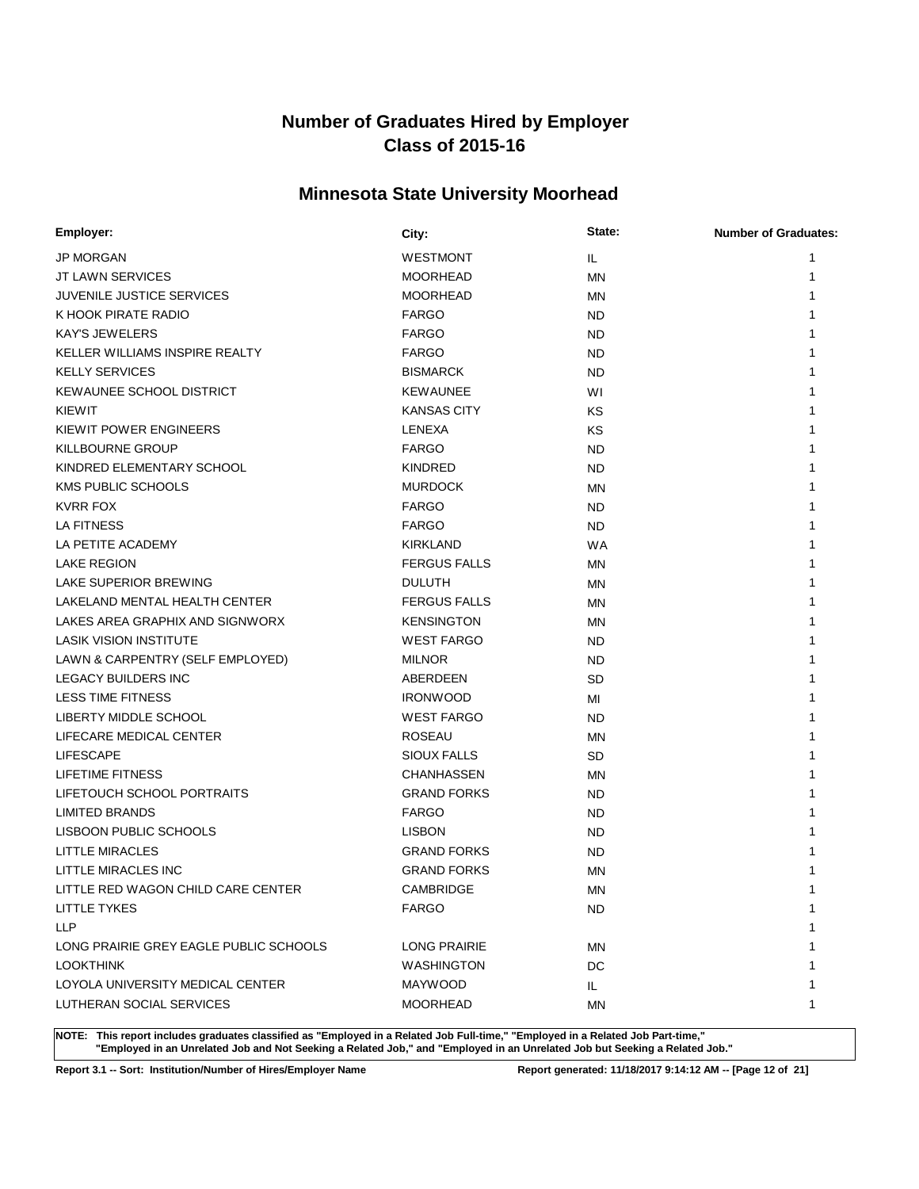# Number of Graduates Hired by Employer
# Class of 2015-16

## Minnesota State University Moorhead

| Employer: | City: | State: | Number of Graduates: |
|---|---|---|---|
| JP MORGAN | WESTMONT | IL | 1 |
| JT LAWN SERVICES | MOORHEAD | MN | 1 |
| JUVENILE JUSTICE SERVICES | MOORHEAD | MN | 1 |
| K HOOK PIRATE RADIO | FARGO | ND | 1 |
| KAY'S JEWELERS | FARGO | ND | 1 |
| KELLER WILLIAMS INSPIRE REALTY | FARGO | ND | 1 |
| KELLY SERVICES | BISMARCK | ND | 1 |
| KEWAUNEE SCHOOL DISTRICT | KEWAUNEE | WI | 1 |
| KIEWIT | KANSAS CITY | KS | 1 |
| KIEWIT POWER ENGINEERS | LENEXA | KS | 1 |
| KILLBOURNE GROUP | FARGO | ND | 1 |
| KINDRED ELEMENTARY SCHOOL | KINDRED | ND | 1 |
| KMS PUBLIC SCHOOLS | MURDOCK | MN | 1 |
| KVRR FOX | FARGO | ND | 1 |
| LA FITNESS | FARGO | ND | 1 |
| LA PETITE ACADEMY | KIRKLAND | WA | 1 |
| LAKE REGION | FERGUS FALLS | MN | 1 |
| LAKE SUPERIOR BREWING | DULUTH | MN | 1 |
| LAKELAND MENTAL HEALTH CENTER | FERGUS FALLS | MN | 1 |
| LAKES AREA GRAPHIX AND SIGNWORX | KENSINGTON | MN | 1 |
| LASIK VISION INSTITUTE | WEST FARGO | ND | 1 |
| LAWN & CARPENTRY (SELF EMPLOYED) | MILNOR | ND | 1 |
| LEGACY BUILDERS INC | ABERDEEN | SD | 1 |
| LESS TIME FITNESS | IRONWOOD | MI | 1 |
| LIBERTY MIDDLE SCHOOL | WEST FARGO | ND | 1 |
| LIFECARE MEDICAL CENTER | ROSEAU | MN | 1 |
| LIFESCAPE | SIOUX FALLS | SD | 1 |
| LIFETIME FITNESS | CHANHASSEN | MN | 1 |
| LIFETOUCH SCHOOL PORTRAITS | GRAND FORKS | ND | 1 |
| LIMITED BRANDS | FARGO | ND | 1 |
| LISBOON PUBLIC SCHOOLS | LISBON | ND | 1 |
| LITTLE MIRACLES | GRAND FORKS | ND | 1 |
| LITTLE MIRACLES INC | GRAND FORKS | MN | 1 |
| LITTLE RED WAGON CHILD CARE CENTER | CAMBRIDGE | MN | 1 |
| LITTLE TYKES | FARGO | ND | 1 |
| LLP | | | 1 |
| LONG PRAIRIE GREY EAGLE PUBLIC SCHOOLS | LONG PRAIRIE | MN | 1 |
| LOOKTHINK | WASHINGTON | DC | 1 |
| LOYOLA UNIVERSITY MEDICAL CENTER | MAYWOOD | IL | 1 |
| LUTHERAN SOCIAL SERVICES | MOORHEAD | MN | 1 |

**NOTE: This report includes graduates classified as "Employed in a Related Job Full-time," "Employed in a Related Job Part-time," "Employed in an Unrelated Job and Not Seeking a Related Job," and "Employed in an Unrelated Job but Seeking a Related Job."**

**Report 3.1 -- Sort: Institution/Number of Hires/Employer Name** | **Report generated: 11/18/2017 9:14:12 AM**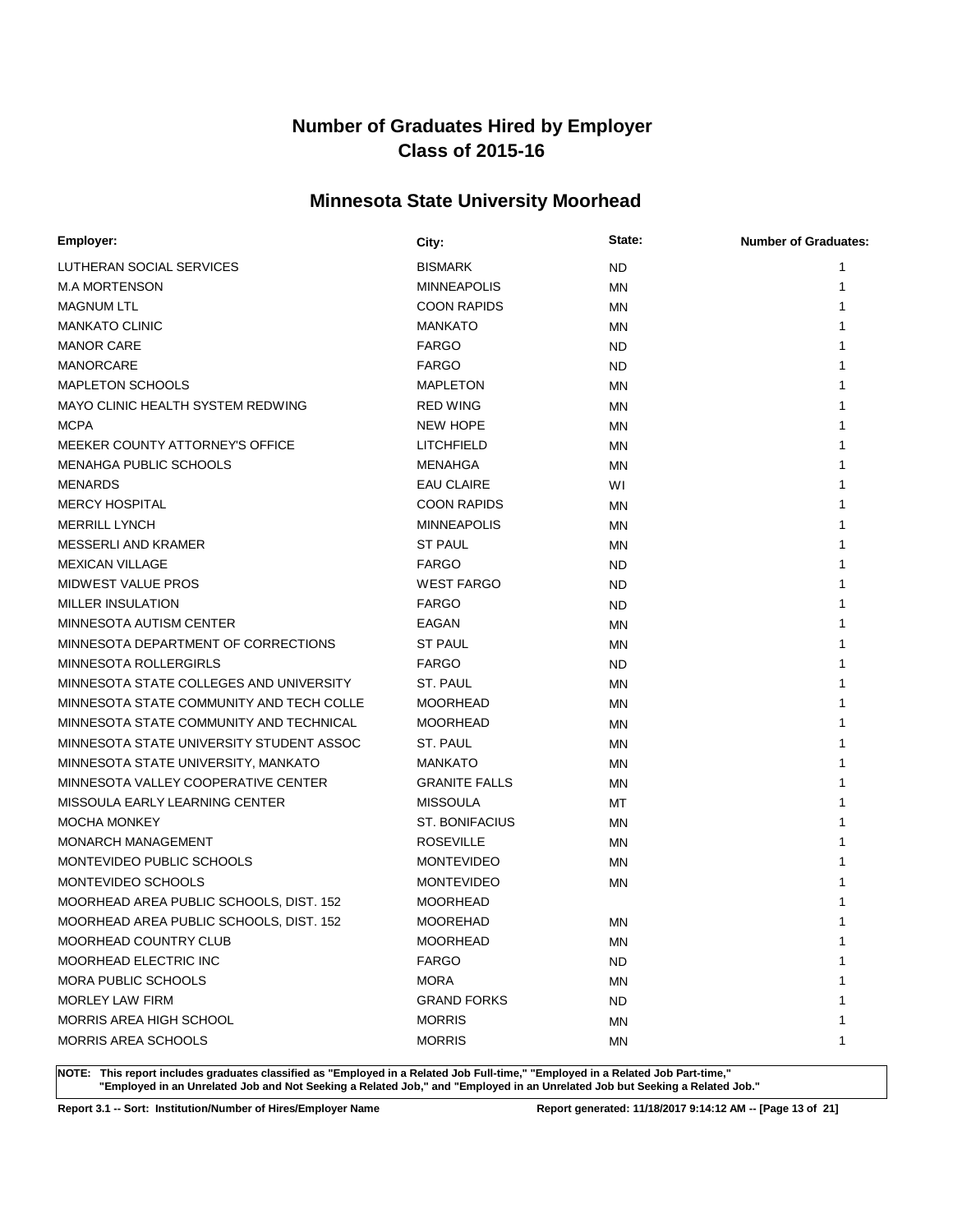# Number of Graduates Hired by Employer
# Class of 2015-16

## Minnesota State University Moorhead

| Employer: | City: | State: | Number of Graduates: |
|---|---|---|---|
| LUTHERAN SOCIAL SERVICES | BISMARK | ND | 1 |
| M.A MORTENSON | MINNEAPOLIS | MN | 1 |
| MAGNUM LTL | COON RAPIDS | MN | 1 |
| MANKATO CLINIC | MANKATO | MN | 1 |
| MANOR CARE | FARGO | ND | 1 |
| MANORCARE | FARGO | ND | 1 |
| MAPLETON SCHOOLS | MAPLETON | MN | 1 |
| MAYO CLINIC HEALTH SYSTEM REDWING | RED WING | MN | 1 |
| MCPA | NEW HOPE | MN | 1 |
| MEEKER COUNTY ATTORNEY'S OFFICE | LITCHFIELD | MN | 1 |
| MENAHGA PUBLIC SCHOOLS | MENAHGA | MN | 1 |
| MENARDS | EAU CLAIRE | WI | 1 |
| MERCY HOSPITAL | COON RAPIDS | MN | 1 |
| MERRILL LYNCH | MINNEAPOLIS | MN | 1 |
| MESSERLI AND KRAMER | ST PAUL | MN | 1 |
| MEXICAN VILLAGE | FARGO | ND | 1 |
| MIDWEST VALUE PROS | WEST FARGO | ND | 1 |
| MILLER INSULATION | FARGO | ND | 1 |
| MINNESOTA AUTISM CENTER | EAGAN | MN | 1 |
| MINNESOTA DEPARTMENT OF CORRECTIONS | ST PAUL | MN | 1 |
| MINNESOTA ROLLERGIRLS | FARGO | ND | 1 |
| MINNESOTA STATE COLLEGES AND UNIVERSITY | ST. PAUL | MN | 1 |
| MINNESOTA STATE COMMUNITY AND TECH COLLE | MOORHEAD | MN | 1 |
| MINNESOTA STATE COMMUNITY AND TECHNICAL | MOORHEAD | MN | 1 |
| MINNESOTA STATE UNIVERSITY STUDENT ASSOC | ST. PAUL | MN | 1 |
| MINNESOTA STATE UNIVERSITY, MANKATO | MANKATO | MN | 1 |
| MINNESOTA VALLEY COOPERATIVE CENTER | GRANITE FALLS | MN | 1 |
| MISSOULA EARLY LEARNING CENTER | MISSOULA | MT | 1 |
| MOCHA MONKEY | ST. BONIFACIUS | MN | 1 |
| MONARCH MANAGEMENT | ROSEVILLE | MN | 1 |
| MONTEVIDEO PUBLIC SCHOOLS | MONTEVIDEO | MN | 1 |
| MONTEVIDEO SCHOOLS | MONTEVIDEO | MN | 1 |
| MOORHEAD AREA PUBLIC SCHOOLS, DIST. 152 | MOORHEAD | | 1 |
| MOORHEAD AREA PUBLIC SCHOOLS, DIST. 152 | MOOREHAD | MN | 1 |
| MOORHEAD COUNTRY CLUB | MOORHEAD | MN | 1 |
| MOORHEAD ELECTRIC INC | FARGO | ND | 1 |
| MORA PUBLIC SCHOOLS | MORA | MN | 1 |
| MORLEY LAW FIRM | GRAND FORKS | ND | 1 |
| MORRIS AREA HIGH SCHOOL | MORRIS | MN | 1 |
| MORRIS AREA SCHOOLS | MORRIS | MN | 1 |

**NOTE: This report includes graduates classified as "Employed in a Related Job Full-time," "Employed in a Related Job Part-time," "Employed in an Unrelated Job and Not Seeking a Related Job," and "Employed in an Unrelated Job but Seeking a Related Job."**

**Report 3.1 -- Sort: Institution/Number of Hires/Employer Name** **Report generated: 11/18/2017 9:14:12 AM**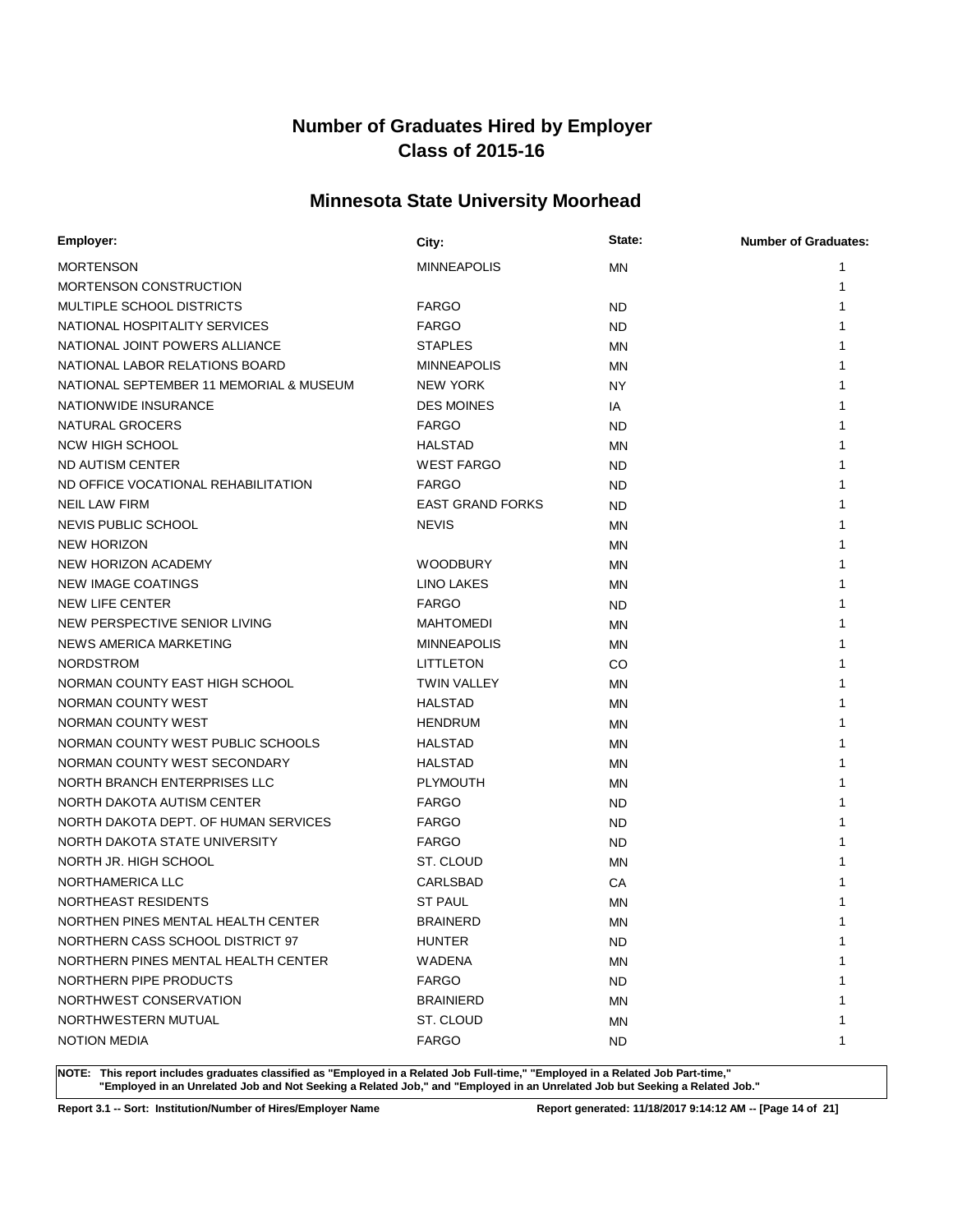# Number of Graduates Hired by Employer
# Class of 2015-16

## Minnesota State University Moorhead

| Employer: | City: | State: | Number of Graduates: |
|---|---|---|---|
| MORTENSON | MINNEAPOLIS | MN | 1 |
| MORTENSON CONSTRUCTION | | | 1 |
| MULTIPLE SCHOOL DISTRICTS | FARGO | ND | 1 |
| NATIONAL HOSPITALITY SERVICES | FARGO | ND | 1 |
| NATIONAL JOINT POWERS ALLIANCE | STAPLES | MN | 1 |
| NATIONAL LABOR RELATIONS BOARD | MINNEAPOLIS | MN | 1 |
| NATIONAL SEPTEMBER 11 MEMORIAL & MUSEUM | NEW YORK | NY | 1 |
| NATIONWIDE INSURANCE | DES MOINES | IA | 1 |
| NATURAL GROCERS | FARGO | ND | 1 |
| NCW HIGH SCHOOL | HALSTAD | MN | 1 |
| ND AUTISM CENTER | WEST FARGO | ND | 1 |
| ND OFFICE VOCATIONAL REHABILITATION | FARGO | ND | 1 |
| NEIL LAW FIRM | EAST GRAND FORKS | ND | 1 |
| NEVIS PUBLIC SCHOOL | NEVIS | MN | 1 |
| NEW HORIZON | | MN | 1 |
| NEW HORIZON ACADEMY | WOODBURY | MN | 1 |
| NEW IMAGE COATINGS | LINO LAKES | MN | 1 |
| NEW LIFE CENTER | FARGO | ND | 1 |
| NEW PERSPECTIVE SENIOR LIVING | MAHTOMEDI | MN | 1 |
| NEWS AMERICA MARKETING | MINNEAPOLIS | MN | 1 |
| NORDSTROM | LITTLETON | CO | 1 |
| NORMAN COUNTY EAST HIGH SCHOOL | TWIN VALLEY | MN | 1 |
| NORMAN COUNTY WEST | HALSTAD | MN | 1 |
| NORMAN COUNTY WEST | HENDRUM | MN | 1 |
| NORMAN COUNTY WEST PUBLIC SCHOOLS | HALSTAD | MN | 1 |
| NORMAN COUNTY WEST SECONDARY | HALSTAD | MN | 1 |
| NORTH BRANCH ENTERPRISES LLC | PLYMOUTH | MN | 1 |
| NORTH DAKOTA AUTISM CENTER | FARGO | ND | 1 |
| NORTH DAKOTA DEPT. OF HUMAN SERVICES | FARGO | ND | 1 |
| NORTH DAKOTA STATE UNIVERSITY | FARGO | ND | 1 |
| NORTH JR. HIGH SCHOOL | ST. CLOUD | MN | 1 |
| NORTHAMERICA LLC | CARLSBAD | CA | 1 |
| NORTHEAST RESIDENTS | ST PAUL | MN | 1 |
| NORTHEN PINES MENTAL HEALTH CENTER | BRAINERD | MN | 1 |
| NORTHERN CASS SCHOOL DISTRICT 97 | HUNTER | ND | 1 |
| NORTHERN PINES MENTAL HEALTH CENTER | WADENA | MN | 1 |
| NORTHERN PIPE PRODUCTS | FARGO | ND | 1 |
| NORTHWEST CONSERVATION | BRAINIERD | MN | 1 |
| NORTHWESTERN MUTUAL | ST. CLOUD | MN | 1 |
| NOTION MEDIA | FARGO | ND | 1 |

**NOTE: This report includes graduates classified as "Employed in a Related Job Full-time," "Employed in a Related Job Part-time," "Employed in an Unrelated Job and Not Seeking a Related Job," and "Employed in an Unrelated Job but Seeking a Related Job."**

**Report 3.1 -- Sort: Institution/Number of Hires/Employer Name**

**Report generated: 11/18/2017 9:14:12 AM**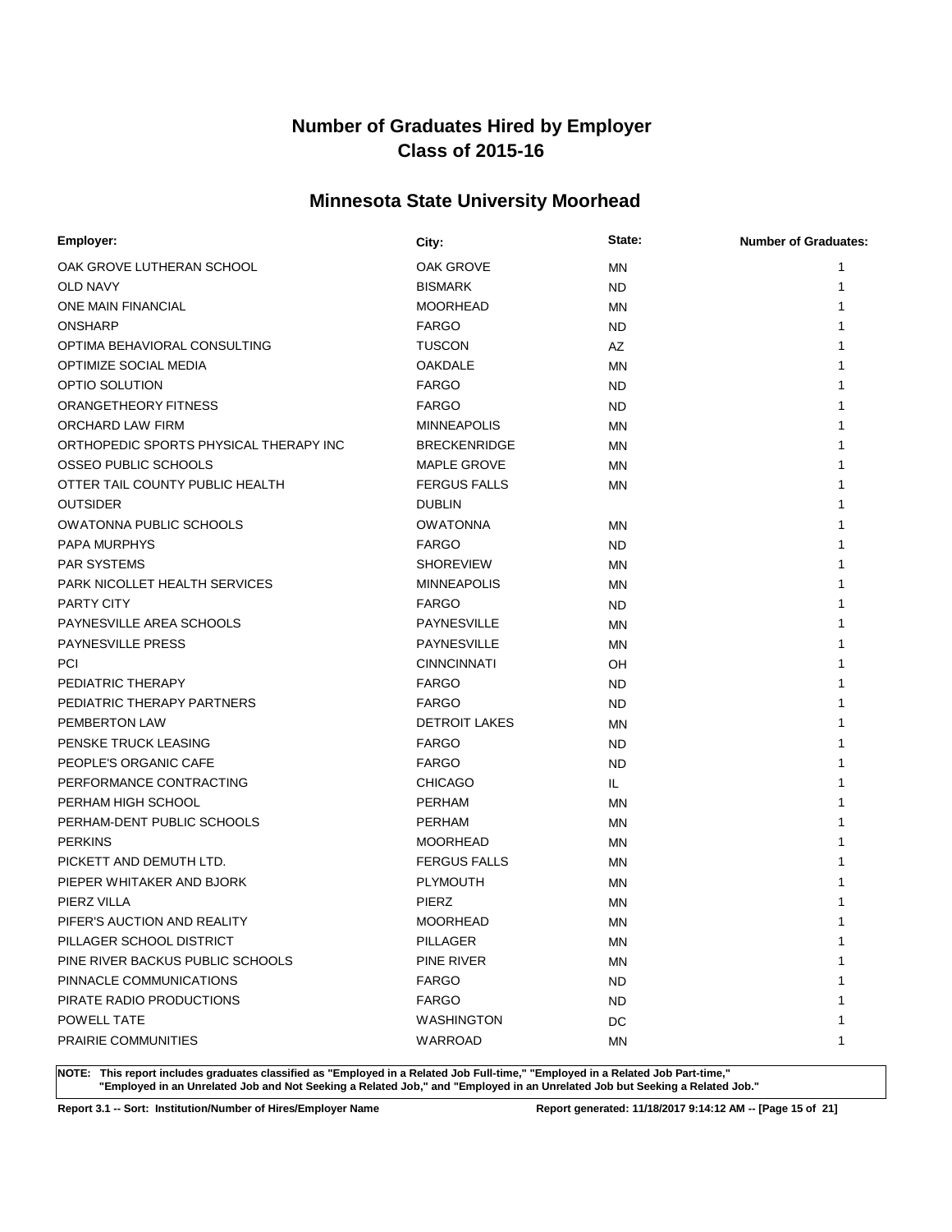# Number of Graduates Hired by Employer
# Class of 2015-16

## Minnesota State University Moorhead

| Employer: | City: | State: | Number of Graduates: |
|---|---|---|---|
| OAK GROVE LUTHERAN SCHOOL | OAK GROVE | MN | 1 |
| OLD NAVY | BISMARK | ND | 1 |
| ONE MAIN FINANCIAL | MOORHEAD | MN | 1 |
| ONSHARP | FARGO | ND | 1 |
| OPTIMA BEHAVIORAL CONSULTING | TUSCON | AZ | 1 |
| OPTIMIZE SOCIAL MEDIA | OAKDALE | MN | 1 |
| OPTIO SOLUTION | FARGO | ND | 1 |
| ORANGETHEORY FITNESS | FARGO | ND | 1 |
| ORCHARD LAW FIRM | MINNEAPOLIS | MN | 1 |
| ORTHOPEDIC SPORTS PHYSICAL THERAPY INC | BRECKENRIDGE | MN | 1 |
| OSSEO PUBLIC SCHOOLS | MAPLE GROVE | MN | 1 |
| OTTER TAIL COUNTY PUBLIC HEALTH | FERGUS FALLS | MN | 1 |
| OUTSIDER | DUBLIN | | 1 |
| OWATONNA PUBLIC SCHOOLS | OWATONNA | MN | 1 |
| PAPA MURPHYS | FARGO | ND | 1 |
| PAR SYSTEMS | SHOREVIEW | MN | 1 |
| PARK NICOLLET HEALTH SERVICES | MINNEAPOLIS | MN | 1 |
| PARTY CITY | FARGO | ND | 1 |
| PAYNESVILLE AREA SCHOOLS | PAYNESVILLE | MN | 1 |
| PAYNESVILLE PRESS | PAYNESVILLE | MN | 1 |
| PCI | CINNCINNATI | OH | 1 |
| PEDIATRIC THERAPY | FARGO | ND | 1 |
| PEDIATRIC THERAPY PARTNERS | FARGO | ND | 1 |
| PEMBERTON LAW | DETROIT LAKES | MN | 1 |
| PENSKE TRUCK LEASING | FARGO | ND | 1 |
| PEOPLE'S ORGANIC CAFE | FARGO | ND | 1 |
| PERFORMANCE CONTRACTING | CHICAGO | IL | 1 |
| PERHAM HIGH SCHOOL | PERHAM | MN | 1 |
| PERHAM-DENT PUBLIC SCHOOLS | PERHAM | MN | 1 |
| PERKINS | MOORHEAD | MN | 1 |
| PICKETT AND DEMUTH LTD. | FERGUS FALLS | MN | 1 |
| PIEPER WHITAKER AND BJORK | PLYMOUTH | MN | 1 |
| PIERZ VILLA | PIERZ | MN | 1 |
| PIFER'S AUCTION AND REALITY | MOORHEAD | MN | 1 |
| PILLAGER SCHOOL DISTRICT | PILLAGER | MN | 1 |
| PINE RIVER BACKUS PUBLIC SCHOOLS | PINE RIVER | MN | 1 |
| PINNACLE COMMUNICATIONS | FARGO | ND | 1 |
| PIRATE RADIO PRODUCTIONS | FARGO | ND | 1 |
| POWELL TATE | WASHINGTON | DC | 1 |
| PRAIRIE COMMUNITIES | WARROAD | MN | 1 |

**NOTE: This report includes graduates classified as "Employed in a Related Job Full-time," "Employed in a Related Job Part-time," "Employed in an Unrelated Job and Not Seeking a Related Job," and "Employed in an Unrelated Job but Seeking a Related Job."**

**Report 3.1 -- Sort: Institution/Number of Hires/Employer Name** **Report generated: 11/18/2017 9:14:12 AM**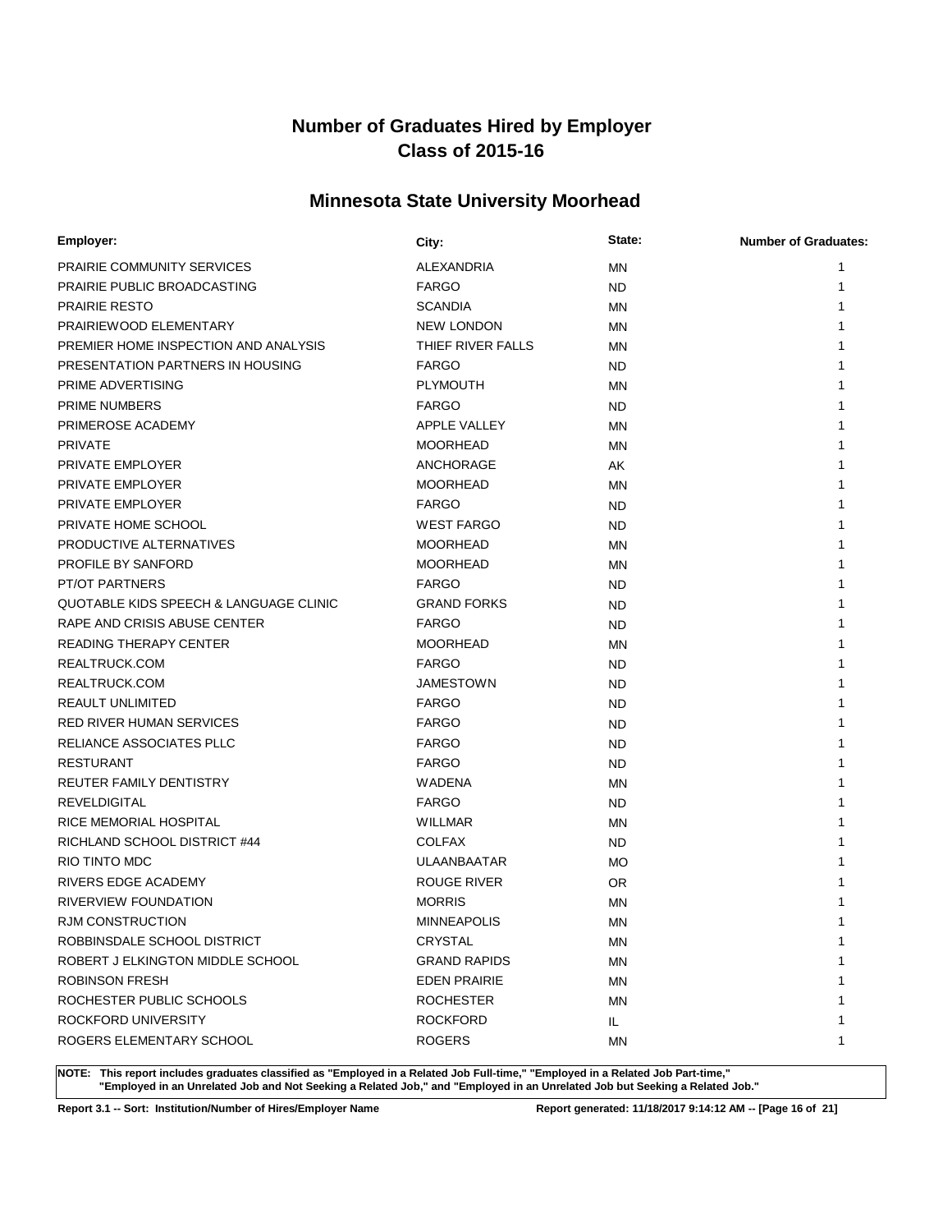# Number of Graduates Hired by Employer
# Class of 2015-16

## Minnesota State University Moorhead

| Employer: | City: | State: | Number of Graduates: |
|---|---|---|---|
| PRAIRIE COMMUNITY SERVICES | ALEXANDRIA | MN | 1 |
| PRAIRIE PUBLIC BROADCASTING | FARGO | ND | 1 |
| PRAIRIE RESTO | SCANDIA | MN | 1 |
| PRAIRIEWOOD ELEMENTARY | NEW LONDON | MN | 1 |
| PREMIER HOME INSPECTION AND ANALYSIS | THIEF RIVER FALLS | MN | 1 |
| PRESENTATION PARTNERS IN HOUSING | FARGO | ND | 1 |
| PRIME ADVERTISING | PLYMOUTH | MN | 1 |
| PRIME NUMBERS | FARGO | ND | 1 |
| PRIMEROSE ACADEMY | APPLE VALLEY | MN | 1 |
| PRIVATE | MOORHEAD | MN | 1 |
| PRIVATE EMPLOYER | ANCHORAGE | AK | 1 |
| PRIVATE EMPLOYER | MOORHEAD | MN | 1 |
| PRIVATE EMPLOYER | FARGO | ND | 1 |
| PRIVATE HOME SCHOOL | WEST FARGO | ND | 1 |
| PRODUCTIVE ALTERNATIVES | MOORHEAD | MN | 1 |
| PROFILE BY SANFORD | MOORHEAD | MN | 1 |
| PT/OT PARTNERS | FARGO | ND | 1 |
| QUOTABLE KIDS SPEECH & LANGUAGE CLINIC | GRAND FORKS | ND | 1 |
| RAPE AND CRISIS ABUSE CENTER | FARGO | ND | 1 |
| READING THERAPY CENTER | MOORHEAD | MN | 1 |
| REALTRUCK.COM | FARGO | ND | 1 |
| REALTRUCK.COM | JAMESTOWN | ND | 1 |
| REAULT UNLIMITED | FARGO | ND | 1 |
| RED RIVER HUMAN SERVICES | FARGO | ND | 1 |
| RELIANCE ASSOCIATES PLLC | FARGO | ND | 1 |
| RESTURANT | FARGO | ND | 1 |
| REUTER FAMILY DENTISTRY | WADENA | MN | 1 |
| REVELDIGITAL | FARGO | ND | 1 |
| RICE MEMORIAL HOSPITAL | WILLMAR | MN | 1 |
| RICHLAND SCHOOL DISTRICT #44 | COLFAX | ND | 1 |
| RIO TINTO MDC | ULAANBAATAR | MO | 1 |
| RIVERS EDGE ACADEMY | ROUGE RIVER | OR | 1 |
| RIVERVIEW FOUNDATION | MORRIS | MN | 1 |
| RJM CONSTRUCTION | MINNEAPOLIS | MN | 1 |
| ROBBINSDALE SCHOOL DISTRICT | CRYSTAL | MN | 1 |
| ROBERT J ELKINGTON MIDDLE SCHOOL | GRAND RAPIDS | MN | 1 |
| ROBINSON FRESH | EDEN PRAIRIE | MN | 1 |
| ROCHESTER PUBLIC SCHOOLS | ROCHESTER | MN | 1 |
| ROCKFORD UNIVERSITY | ROCKFORD | IL | 1 |
| ROGERS ELEMENTARY SCHOOL | ROGERS | MN | 1 |

**NOTE: This report includes graduates classified as "Employed in a Related Job Full-time," "Employed in a Related Job Part-time," "Employed in an Unrelated Job and Not Seeking a Related Job," and "Employed in an Unrelated Job but Seeking a Related Job."**

**Report 3.1 -- Sort: Institution/Number of Hires/Employer Name** **Report generated: 11/18/2017 9:14:12 AM**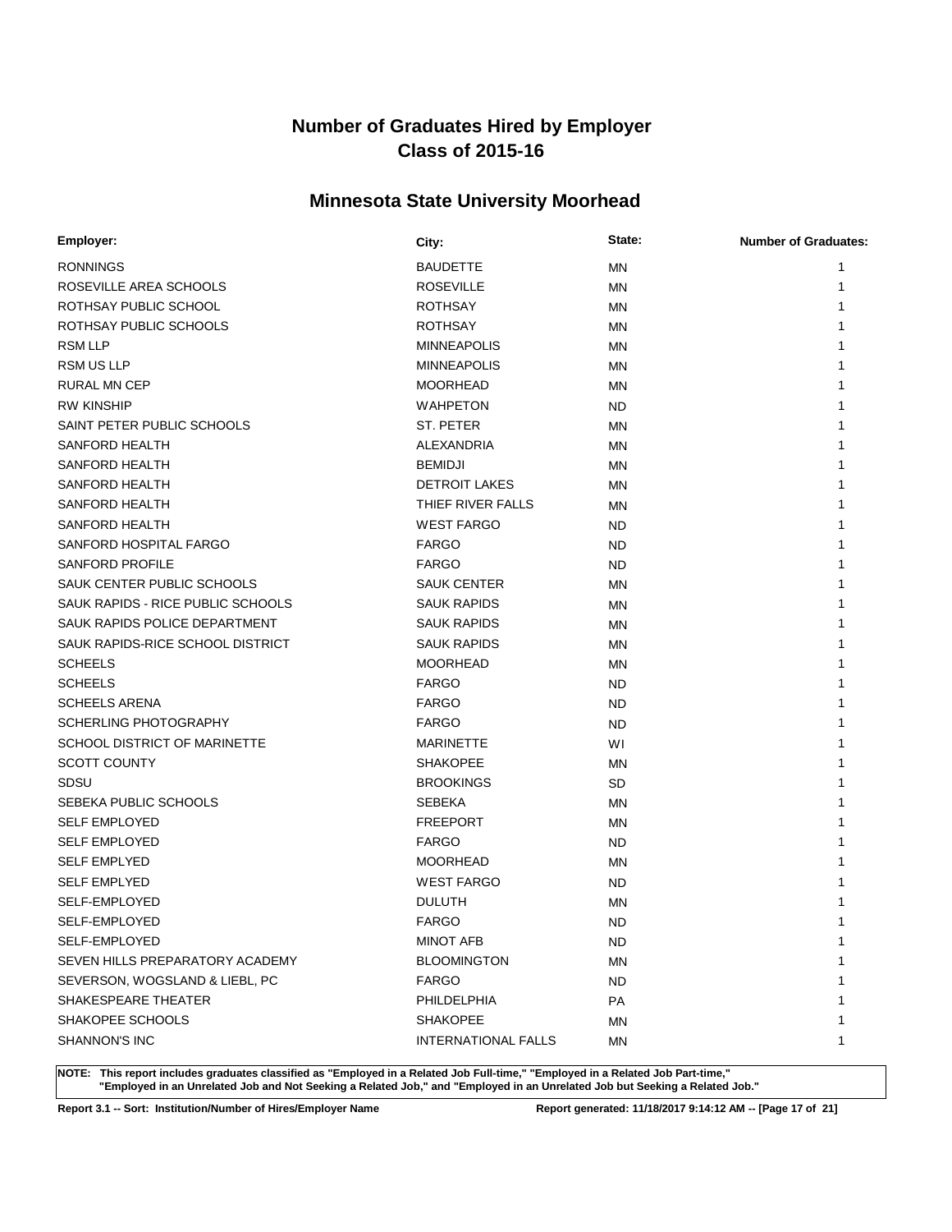# Number of Graduates Hired by Employer
# Class of 2015-16

## Minnesota State University Moorhead

| Employer: | City: | State: | Number of Graduates: |
|---|---|---|---|
| RONNINGS | BAUDETTE | MN | 1 |
| ROSEVILLE AREA SCHOOLS | ROSEVILLE | MN | 1 |
| ROTHSAY PUBLIC SCHOOL | ROTHSAY | MN | 1 |
| ROTHSAY PUBLIC SCHOOLS | ROTHSAY | MN | 1 |
| RSM LLP | MINNEAPOLIS | MN | 1 |
| RSM US LLP | MINNEAPOLIS | MN | 1 |
| RURAL MN CEP | MOORHEAD | MN | 1 |
| RW KINSHIP | WAHPETON | ND | 1 |
| SAINT PETER PUBLIC SCHOOLS | ST. PETER | MN | 1 |
| SANFORD HEALTH | ALEXANDRIA | MN | 1 |
| SANFORD HEALTH | BEMIDJI | MN | 1 |
| SANFORD HEALTH | DETROIT LAKES | MN | 1 |
| SANFORD HEALTH | THIEF RIVER FALLS | MN | 1 |
| SANFORD HEALTH | WEST FARGO | ND | 1 |
| SANFORD HOSPITAL FARGO | FARGO | ND | 1 |
| SANFORD PROFILE | FARGO | ND | 1 |
| SAUK CENTER PUBLIC SCHOOLS | SAUK CENTER | MN | 1 |
| SAUK RAPIDS - RICE PUBLIC SCHOOLS | SAUK RAPIDS | MN | 1 |
| SAUK RAPIDS POLICE DEPARTMENT | SAUK RAPIDS | MN | 1 |
| SAUK RAPIDS-RICE SCHOOL DISTRICT | SAUK RAPIDS | MN | 1 |
| SCHEELS | MOORHEAD | MN | 1 |
| SCHEELS | FARGO | ND | 1 |
| SCHEELS ARENA | FARGO | ND | 1 |
| SCHERLING PHOTOGRAPHY | FARGO | ND | 1 |
| SCHOOL DISTRICT OF MARINETTE | MARINETTE | WI | 1 |
| SCOTT COUNTY | SHAKOPEE | MN | 1 |
| SDSU | BROOKINGS | SD | 1 |
| SEBEKA PUBLIC SCHOOLS | SEBEKA | MN | 1 |
| SELF EMPLOYED | FREEPORT | MN | 1 |
| SELF EMPLOYED | FARGO | ND | 1 |
| SELF EMPLYED | MOORHEAD | MN | 1 |
| SELF EMPLYED | WEST FARGO | ND | 1 |
| SELF-EMPLOYED | DULUTH | MN | 1 |
| SELF-EMPLOYED | FARGO | ND | 1 |
| SELF-EMPLOYED | MINOT AFB | ND | 1 |
| SEVEN HILLS PREPARATORY ACADEMY | BLOOMINGTON | MN | 1 |
| SEVERSON, WOGSLAND & LIEBL, PC | FARGO | ND | 1 |
| SHAKESPEARE THEATER | PHILDELPHIA | PA | 1 |
| SHAKOPEE SCHOOLS | SHAKOPEE | MN | 1 |
| SHANNON'S INC | INTERNATIONAL FALLS | MN | 1 |

**NOTE: This report includes graduates classified as "Employed in a Related Job Full-time," "Employed in a Related Job Part-time," "Employed in an Unrelated Job and Not Seeking a Related Job," and "Employed in an Unrelated Job but Seeking a Related Job."**

**Report 3.1 -- Sort: Institution/Number of Hires/Employer Name** **Report generated: 11/18/2017 9:14:12 AM**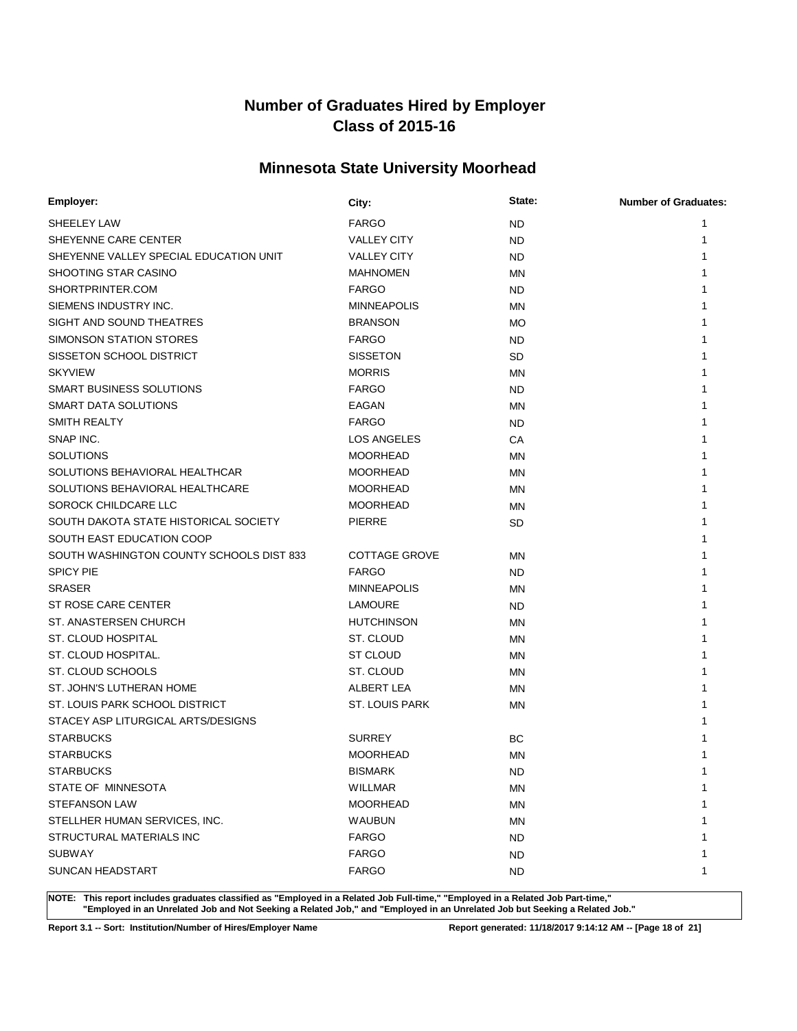# Number of Graduates Hired by Employer
# Class of 2015-16

## Minnesota State University Moorhead

| Employer: | City: | State: | Number of Graduates: |
|---|---|---|---|
| SHEELEY LAW | FARGO | ND | 1 |
| SHEYENNE CARE CENTER | VALLEY CITY | ND | 1 |
| SHEYENNE VALLEY SPECIAL EDUCATION UNIT | VALLEY CITY | ND | 1 |
| SHOOTING STAR CASINO | MAHNOMEN | MN | 1 |
| SHORTPRINTER.COM | FARGO | ND | 1 |
| SIEMENS INDUSTRY INC. | MINNEAPOLIS | MN | 1 |
| SIGHT AND SOUND THEATRES | BRANSON | MO | 1 |
| SIMONSON STATION STORES | FARGO | ND | 1 |
| SISSETON SCHOOL DISTRICT | SISSETON | SD | 1 |
| SKYVIEW | MORRIS | MN | 1 |
| SMART BUSINESS SOLUTIONS | FARGO | ND | 1 |
| SMART DATA SOLUTIONS | EAGAN | MN | 1 |
| SMITH REALTY | FARGO | ND | 1 |
| SNAP INC. | LOS ANGELES | CA | 1 |
| SOLUTIONS | MOORHEAD | MN | 1 |
| SOLUTIONS BEHAVIORAL HEALTHCAR | MOORHEAD | MN | 1 |
| SOLUTIONS BEHAVIORAL HEALTHCARE | MOORHEAD | MN | 1 |
| SOROCK CHILDCARE LLC | MOORHEAD | MN | 1 |
| SOUTH DAKOTA STATE HISTORICAL SOCIETY | PIERRE | SD | 1 |
| SOUTH EAST EDUCATION COOP | | | 1 |
| SOUTH WASHINGTON COUNTY SCHOOLS DIST 833 | COTTAGE GROVE | MN | 1 |
| SPICY PIE | FARGO | ND | 1 |
| SRASER | MINNEAPOLIS | MN | 1 |
| ST ROSE CARE CENTER | LAMOURE | ND | 1 |
| ST. ANASTERSEN CHURCH | HUTCHINSON | MN | 1 |
| ST. CLOUD HOSPITAL | ST. CLOUD | MN | 1 |
| ST. CLOUD HOSPITAL. | ST CLOUD | MN | 1 |
| ST. CLOUD SCHOOLS | ST. CLOUD | MN | 1 |
| ST. JOHN'S LUTHERAN HOME | ALBERT LEA | MN | 1 |
| ST. LOUIS PARK SCHOOL DISTRICT | ST. LOUIS PARK | MN | 1 |
| STACEY ASP LITURGICAL ARTS/DESIGNS | | | 1 |
| STARBUCKS | SURREY | BC | 1 |
| STARBUCKS | MOORHEAD | MN | 1 |
| STARBUCKS | BISMARK | ND | 1 |
| STATE OF MINNESOTA | WILLMAR | MN | 1 |
| STEFANSON LAW | MOORHEAD | MN | 1 |
| STELLHER HUMAN SERVICES, INC. | WAUBUN | MN | 1 |
| STRUCTURAL MATERIALS INC | FARGO | ND | 1 |
| SUBWAY | FARGO | ND | 1 |
| SUNCAN HEADSTART | FARGO | ND | 1 |

**NOTE: This report includes graduates classified as "Employed in a Related Job Full-time," "Employed in a Related Job Part-time," "Employed in an Unrelated Job and Not Seeking a Related Job," and "Employed in an Unrelated Job but Seeking a Related Job."**

**Report 3.1 -- Sort: Institution/Number of Hires/Employer Name**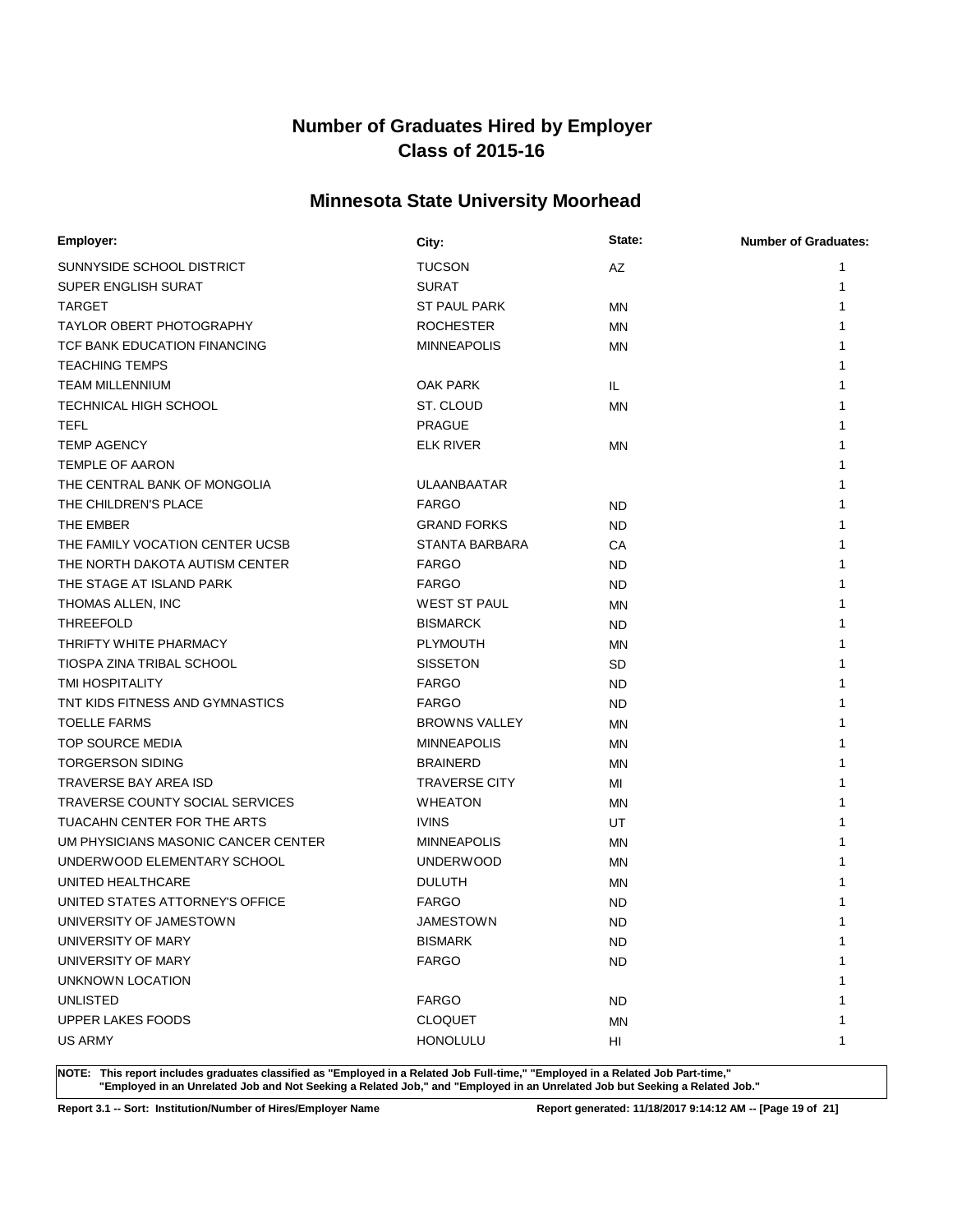# Number of Graduates Hired by Employer
# Class of 2015-16

## Minnesota State University Moorhead

| Employer: | City: | State: | Number of Graduates: |
|---|---|---|---|
| SUNNYSIDE SCHOOL DISTRICT | TUCSON | AZ | 1 |
| SUPER ENGLISH SURAT | SURAT | | 1 |
| TARGET | ST PAUL PARK | MN | 1 |
| TAYLOR OBERT PHOTOGRAPHY | ROCHESTER | MN | 1 |
| TCF BANK EDUCATION FINANCING | MINNEAPOLIS | MN | 1 |
| TEACHING TEMPS | | | 1 |
| TEAM MILLENNIUM | OAK PARK | IL | 1 |
| TECHNICAL HIGH SCHOOL | ST. CLOUD | MN | 1 |
| TEFL | PRAGUE | | 1 |
| TEMP AGENCY | ELK RIVER | MN | 1 |
| TEMPLE OF AARON | | | 1 |
| THE CENTRAL BANK OF MONGOLIA | ULAANBAATAR | | 1 |
| THE CHILDREN'S PLACE | FARGO | ND | 1 |
| THE EMBER | GRAND FORKS | ND | 1 |
| THE FAMILY VOCATION CENTER UCSB | STANTA BARBARA | CA | 1 |
| THE NORTH DAKOTA AUTISM CENTER | FARGO | ND | 1 |
| THE STAGE AT ISLAND PARK | FARGO | ND | 1 |
| THOMAS ALLEN, INC | WEST ST PAUL | MN | 1 |
| THREEFOLD | BISMARCK | ND | 1 |
| THRIFTY WHITE PHARMACY | PLYMOUTH | MN | 1 |
| TIOSPA ZINA TRIBAL SCHOOL | SISSETON | SD | 1 |
| TMI HOSPITALITY | FARGO | ND | 1 |
| TNT KIDS FITNESS AND GYMNASTICS | FARGO | ND | 1 |
| TOELLE FARMS | BROWNS VALLEY | MN | 1 |
| TOP SOURCE MEDIA | MINNEAPOLIS | MN | 1 |
| TORGERSON SIDING | BRAINERD | MN | 1 |
| TRAVERSE BAY AREA ISD | TRAVERSE CITY | MI | 1 |
| TRAVERSE COUNTY SOCIAL SERVICES | WHEATON | MN | 1 |
| TUACAHN CENTER FOR THE ARTS | IVINS | UT | 1 |
| UM PHYSICIANS MASONIC CANCER CENTER | MINNEAPOLIS | MN | 1 |
| UNDERWOOD ELEMENTARY SCHOOL | UNDERWOOD | MN | 1 |
| UNITED HEALTHCARE | DULUTH | MN | 1 |
| UNITED STATES ATTORNEY'S OFFICE | FARGO | ND | 1 |
| UNIVERSITY OF JAMESTOWN | JAMESTOWN | ND | 1 |
| UNIVERSITY OF MARY | BISMARK | ND | 1 |
| UNIVERSITY OF MARY | FARGO | ND | 1 |
| UNKNOWN LOCATION | | | 1 |
| UNLISTED | FARGO | ND | 1 |
| UPPER LAKES FOODS | CLOQUET | MN | 1 |
| US ARMY | HONOLULU | HI | 1 |

**NOTE: This report includes graduates classified as "Employed in a Related Job Full-time," "Employed in a Related Job Part-time," "Employed in an Unrelated Job and Not Seeking a Related Job," and "Employed in an Unrelated Job but Seeking a Related Job."**

**Report 3.1 -- Sort: Institution/Number of Hires/Employer Name** | **Report generated: 11/18/2017 9:14:12 AM**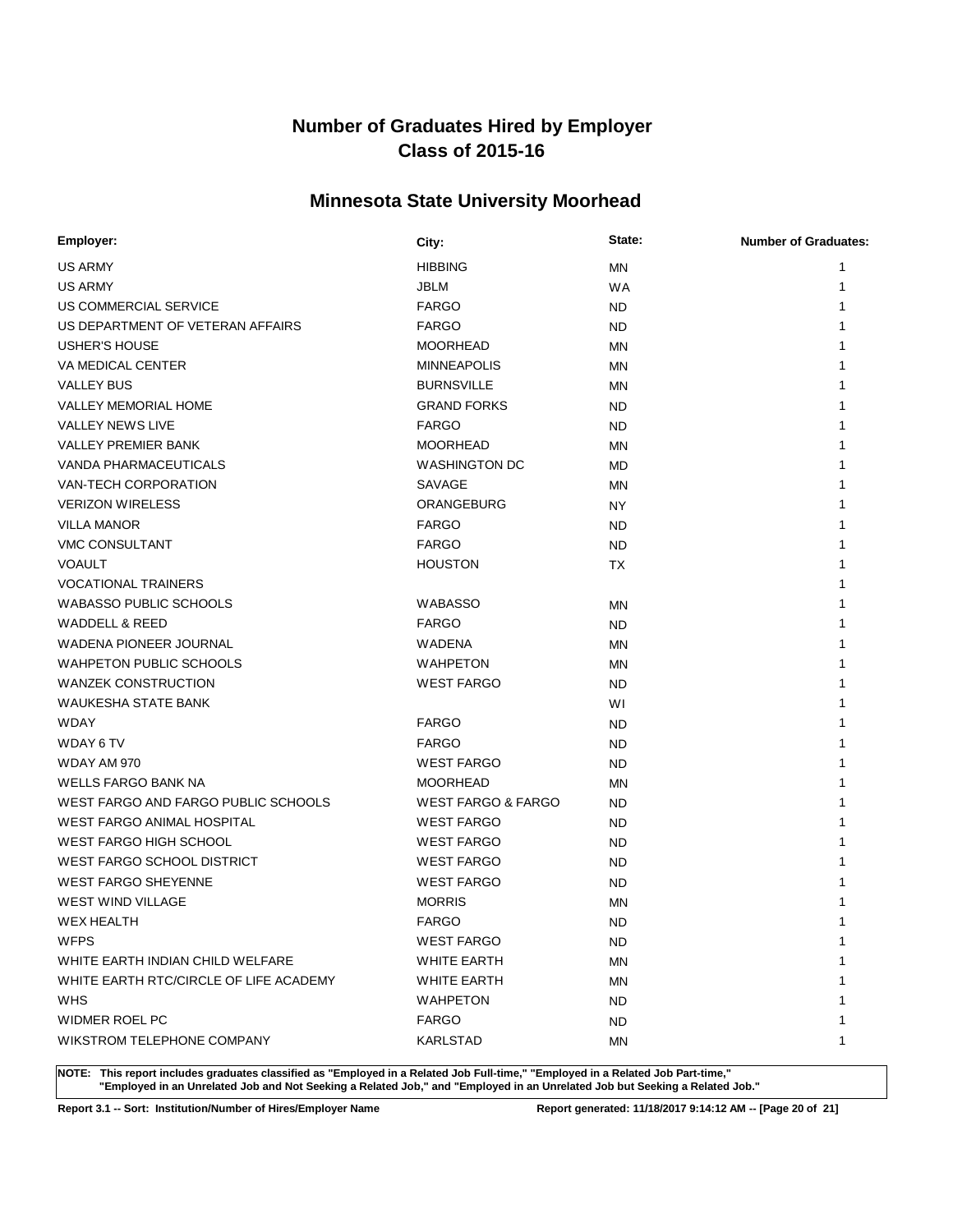# Number of Graduates Hired by Employer
# Class of 2015-16

## Minnesota State University Moorhead

| Employer: | City: | State: | Number of Graduates: |
|---|---|---|---|
| US ARMY | HIBBING | MN | 1 |
| US ARMY | JBLM | WA | 1 |
| US COMMERCIAL SERVICE | FARGO | ND | 1 |
| US DEPARTMENT OF VETERAN AFFAIRS | FARGO | ND | 1 |
| USHER'S HOUSE | MOORHEAD | MN | 1 |
| VA MEDICAL CENTER | MINNEAPOLIS | MN | 1 |
| VALLEY BUS | BURNSVILLE | MN | 1 |
| VALLEY MEMORIAL HOME | GRAND FORKS | ND | 1 |
| VALLEY NEWS LIVE | FARGO | ND | 1 |
| VALLEY PREMIER BANK | MOORHEAD | MN | 1 |
| VANDA PHARMACEUTICALS | WASHINGTON DC | MD | 1 |
| VAN-TECH CORPORATION | SAVAGE | MN | 1 |
| VERIZON WIRELESS | ORANGEBURG | NY | 1 |
| VILLA MANOR | FARGO | ND | 1 |
| VMC CONSULTANT | FARGO | ND | 1 |
| VOAULT | HOUSTON | TX | 1 |
| VOCATIONAL TRAINERS | | | 1 |
| WABASSO PUBLIC SCHOOLS | WABASSO | MN | 1 |
| WADDELL & REED | FARGO | ND | 1 |
| WADENA PIONEER JOURNAL | WADENA | MN | 1 |
| WAHPETON PUBLIC SCHOOLS | WAHPETON | MN | 1 |
| WANZEK CONSTRUCTION | WEST FARGO | ND | 1 |
| WAUKESHA STATE BANK | | WI | 1 |
| WDAY | FARGO | ND | 1 |
| WDAY 6 TV | FARGO | ND | 1 |
| WDAY AM 970 | WEST FARGO | ND | 1 |
| WELLS FARGO BANK NA | MOORHEAD | MN | 1 |
| WEST FARGO AND FARGO PUBLIC SCHOOLS | WEST FARGO & FARGO | ND | 1 |
| WEST FARGO ANIMAL HOSPITAL | WEST FARGO | ND | 1 |
| WEST FARGO HIGH SCHOOL | WEST FARGO | ND | 1 |
| WEST FARGO SCHOOL DISTRICT | WEST FARGO | ND | 1 |
| WEST FARGO SHEYENNE | WEST FARGO | ND | 1 |
| WEST WIND VILLAGE | MORRIS | MN | 1 |
| WEX HEALTH | FARGO | ND | 1 |
| WFPS | WEST FARGO | ND | 1 |
| WHITE EARTH INDIAN CHILD WELFARE | WHITE EARTH | MN | 1 |
| WHITE EARTH RTC/CIRCLE OF LIFE ACADEMY | WHITE EARTH | MN | 1 |
| WHS | WAHPETON | ND | 1 |
| WIDMER ROEL PC | FARGO | ND | 1 |
| WIKSTROM TELEPHONE COMPANY | KARLSTAD | MN | 1 |

**NOTE: This report includes graduates classified as "Employed in a Related Job Full-time," "Employed in a Related Job Part-time," "Employed in an Unrelated Job and Not Seeking a Related Job," and "Employed in an Unrelated Job but Seeking a Related Job."**

**Report 3.1 -- Sort: Institution/Number of Hires/Employer Name** **Report generated: 11/18/2017 9:14:12 AM**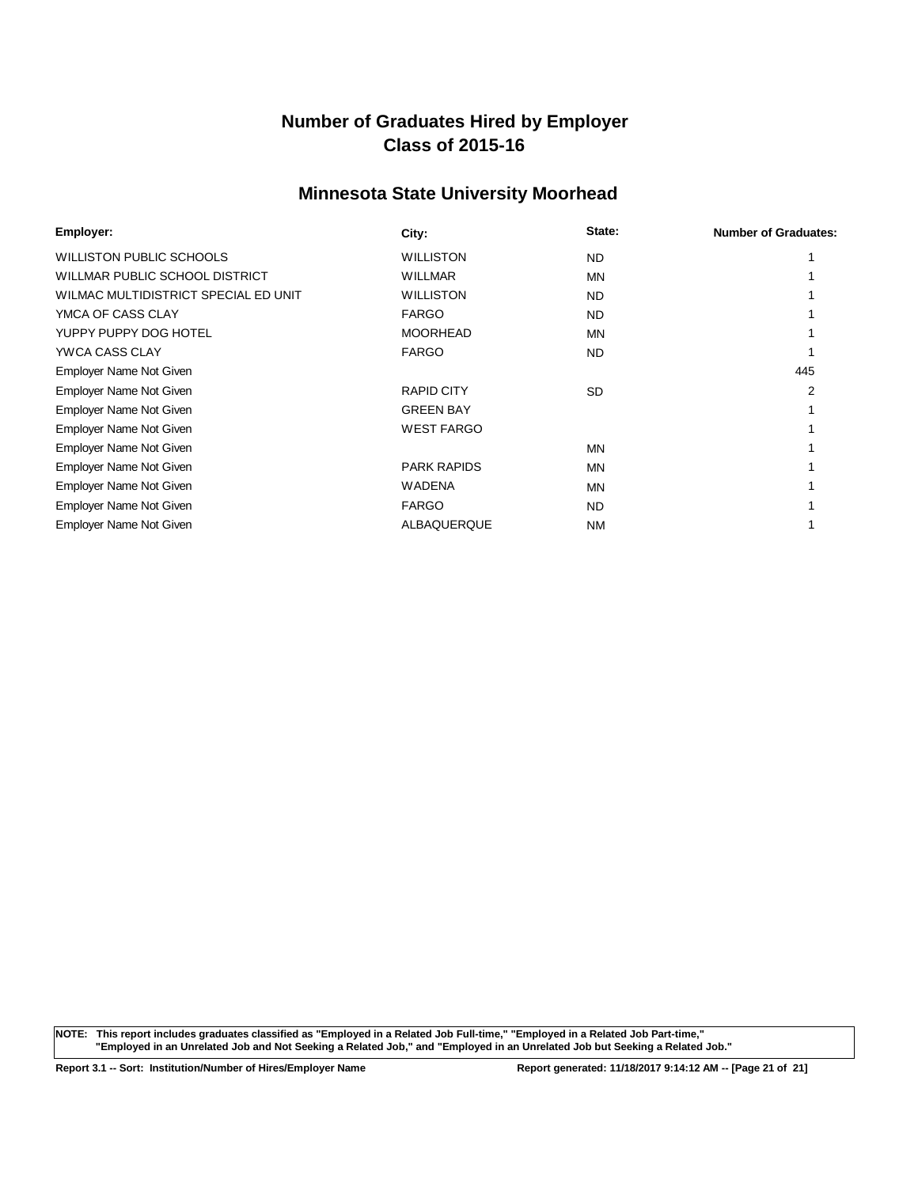# Number of Graduates Hired by Employer
# Class of 2015-16

## Minnesota State University Moorhead

| Employer: | City: | State: | Number of Graduates: |
|---|---|---|---|
| WILLISTON PUBLIC SCHOOLS | WILLISTON | ND | 1 |
| WILLMAR PUBLIC SCHOOL DISTRICT | WILLMAR | MN | 1 |
| WILMAC MULTIDISTRICT SPECIAL ED UNIT | WILLISTON | ND | 1 |
| YMCA OF CASS CLAY | FARGO | ND | 1 |
| YUPPY PUPPY DOG HOTEL | MOORHEAD | MN | 1 |
| YWCA CASS CLAY | FARGO | ND | 1 |
| Employer Name Not Given | | | 445 |
| Employer Name Not Given | RAPID CITY | SD | 2 |
| Employer Name Not Given | GREEN BAY | | 1 |
| Employer Name Not Given | WEST FARGO | | 1 |
| Employer Name Not Given | | MN | 1 |
| Employer Name Not Given | PARK RAPIDS | MN | 1 |
| Employer Name Not Given | WADENA | MN | 1 |
| Employer Name Not Given | FARGO | ND | 1 |
| Employer Name Not Given | ALBAQUERQUE | NM | 1 |

**NOTE: This report includes graduates classified as "Employed in a Related Job Full-time," "Employed in a Related Job Part-time," "Employed in an Unrelated Job and Not Seeking a Related Job," and "Employed in an Unrelated Job but Seeking a Related Job."**

**Report 3.1 -- Sort: Institution/Number of Hires/Employer Name** **Report generated: 11/18/2017 9:14:12 AM**